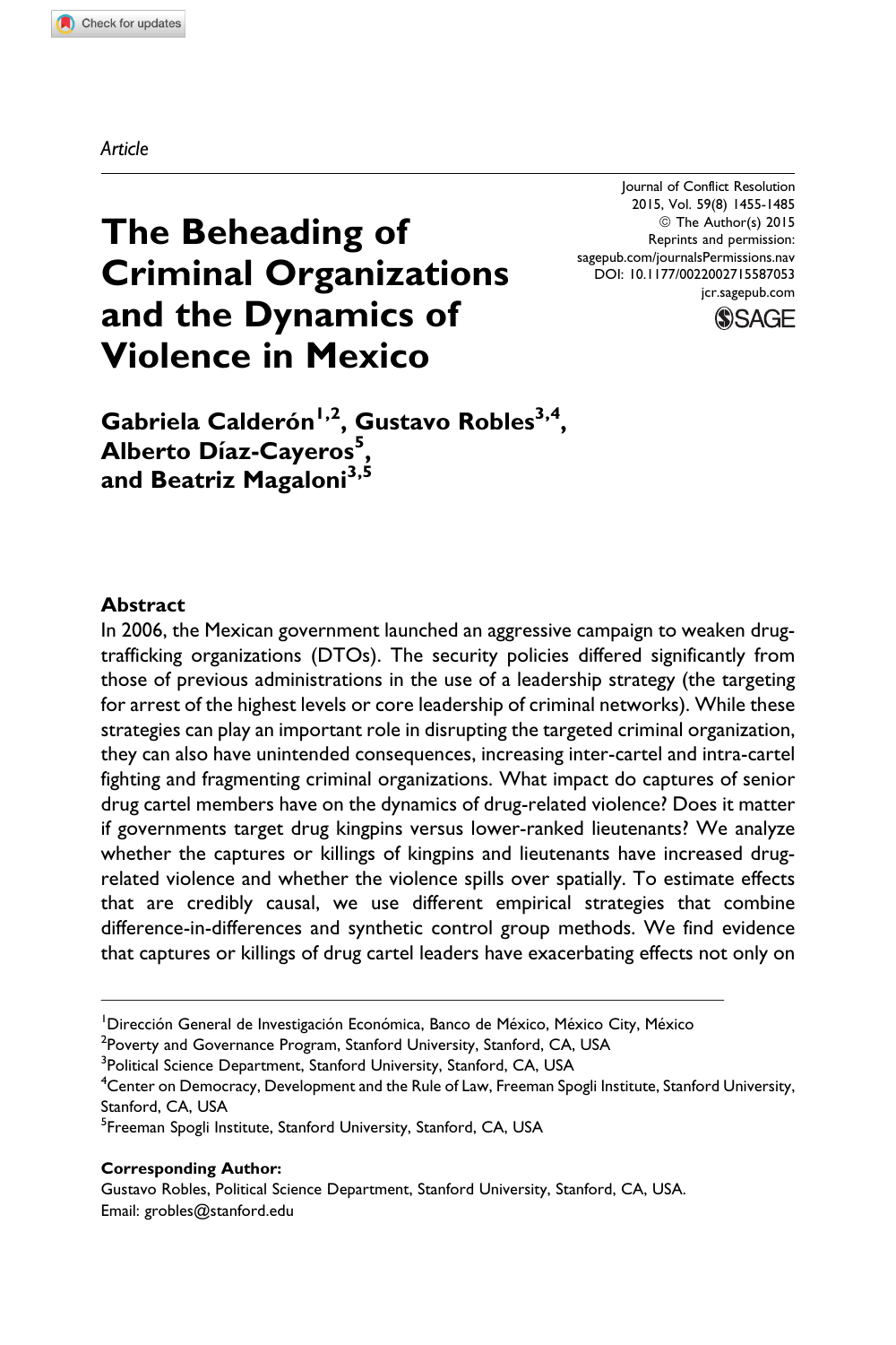*Article*

# The Beheading of Criminal Organizations and the Dynamics of Violence in Mexico

Journal of Conflict Resolution
2015, Vol. 59(8) 1455-1485
© The Author(s) 2015
Reprints and permission:
sagepub.com/journalsPermissions.nav
DOI: 10.1177/0022002715587053
jcr.sagepub.com

**Gabriela Calderón[1,2], Gustavo Robles[3,4], Alberto Díaz-Cayeros[5], and Beatriz Magaloni[3,5]**

## Abstract

In 2006, the Mexican government launched an aggressive campaign to weaken drug-trafficking organizations (DTOs). The security policies differed significantly from those of previous administrations in the use of a leadership strategy (the targeting for arrest of the highest levels or core leadership of criminal networks). While these strategies can play an important role in disrupting the targeted criminal organization, they can also have unintended consequences, increasing inter-cartel and intra-cartel fighting and fragmenting criminal organizations. What impact do captures of senior drug cartel members have on the dynamics of drug-related violence? Does it matter if governments target drug kingpins versus lower-ranked lieutenants? We analyze whether the captures or killings of kingpins and lieutenants have increased drug-related violence and whether the violence spills over spatially. To estimate effects that are credibly causal, we use different empirical strategies that combine difference-in-differences and synthetic control group methods. We find evidence that captures or killings of drug cartel leaders have exacerbating effects not only on

---

[1]Dirección General de Investigación Económica, Banco de México, México City, México
[2]Poverty and Governance Program, Stanford University, Stanford, CA, USA
[3]Political Science Department, Stanford University, Stanford, CA, USA
[4]Center on Democracy, Development and the Rule of Law, Freeman Spogli Institute, Stanford University, Stanford, CA, USA
[5]Freeman Spogli Institute, Stanford University, Stanford, CA, USA

**Corresponding Author:**
Gustavo Robles, Political Science Department, Stanford University, Stanford, CA, USA.
Email: grobles@stanford.edu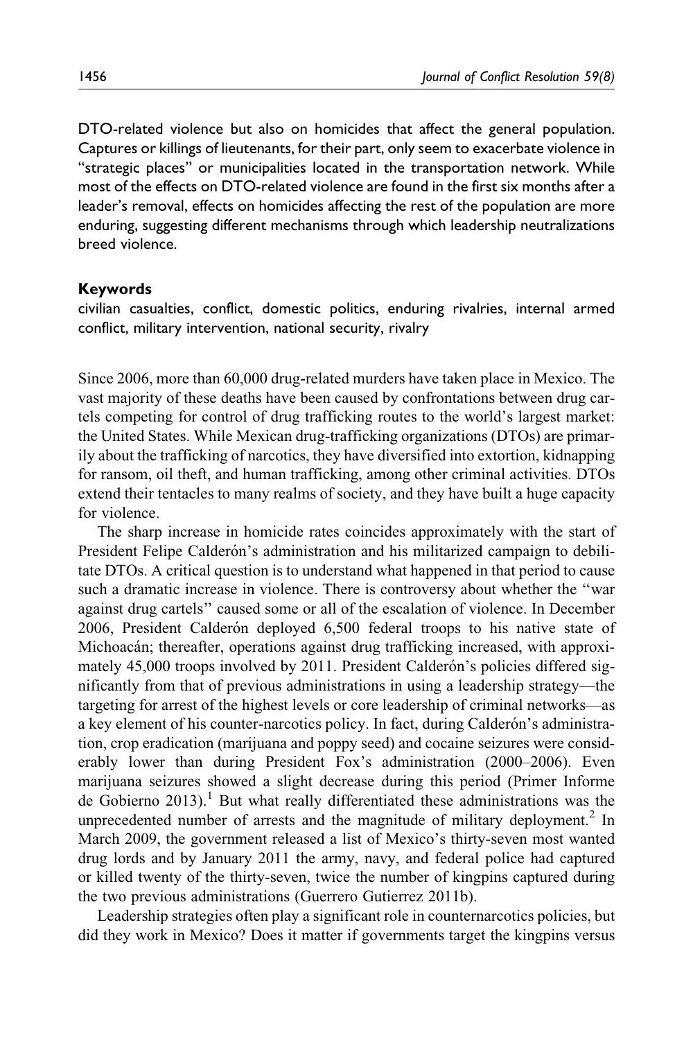DTO-related violence but also on homicides that affect the general population. Captures or killings of lieutenants, for their part, only seem to exacerbate violence in "strategic places" or municipalities located in the transportation network. While most of the effects on DTO-related violence are found in the first six months after a leader's removal, effects on homicides affecting the rest of the population are more enduring, suggesting different mechanisms through which leadership neutralizations breed violence.

### Keywords

civilian casualties, conflict, domestic politics, enduring rivalries, internal armed conflict, military intervention, national security, rivalry

Since 2006, more than 60,000 drug-related murders have taken place in Mexico. The vast majority of these deaths have been caused by confrontations between drug cartels competing for control of drug trafficking routes to the world's largest market: the United States. While Mexican drug-trafficking organizations (DTOs) are primarily about the trafficking of narcotics, they have diversified into extortion, kidnapping for ransom, oil theft, and human trafficking, among other criminal activities. DTOs extend their tentacles to many realms of society, and they have built a huge capacity for violence.

The sharp increase in homicide rates coincides approximately with the start of President Felipe Calderón's administration and his militarized campaign to debilitate DTOs. A critical question is to understand what happened in that period to cause such a dramatic increase in violence. There is controversy about whether the "war against drug cartels" caused some or all of the escalation of violence. In December 2006, President Calderón deployed 6,500 federal troops to his native state of Michoacán; thereafter, operations against drug trafficking increased, with approximately 45,000 troops involved by 2011. President Calderón's policies differed significantly from that of previous administrations in using a leadership strategy—the targeting for arrest of the highest levels or core leadership of criminal networks—as a key element of his counter-narcotics policy. In fact, during Calderón's administration, crop eradication (marijuana and poppy seed) and cocaine seizures were considerably lower than during President Fox's administration (2000–2006). Even marijuana seizures showed a slight decrease during this period (Primer Informe de Gobierno 2013).[1] But what really differentiated these administrations was the unprecedented number of arrests and the magnitude of military deployment.[2] In March 2009, the government released a list of Mexico's thirty-seven most wanted drug lords and by January 2011 the army, navy, and federal police had captured or killed twenty of the thirty-seven, twice the number of kingpins captured during the two previous administrations (Guerrero Gutierrez 2011b).

Leadership strategies often play a significant role in counternarcotics policies, but did they work in Mexico? Does it matter if governments target the kingpins versus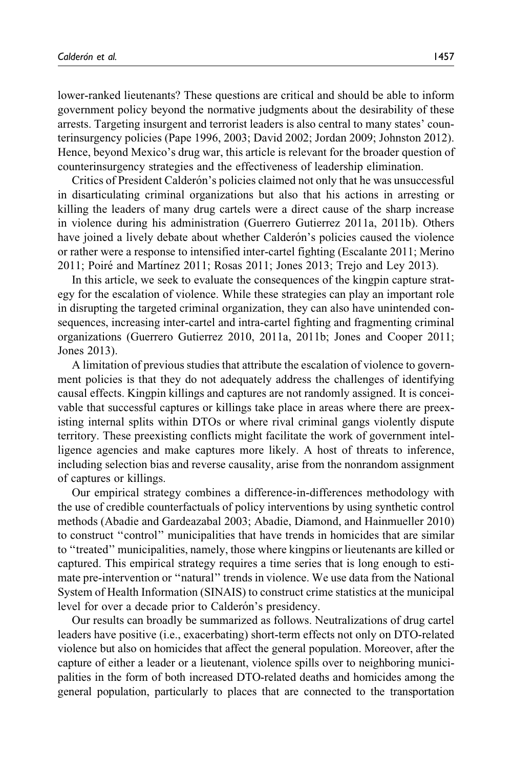lower-ranked lieutenants? These questions are critical and should be able to inform government policy beyond the normative judgments about the desirability of these arrests. Targeting insurgent and terrorist leaders is also central to many states' counterinsurgency policies (Pape 1996, 2003; David 2002; Jordan 2009; Johnston 2012). Hence, beyond Mexico's drug war, this article is relevant for the broader question of counterinsurgency strategies and the effectiveness of leadership elimination.

Critics of President Calderón's policies claimed not only that he was unsuccessful in disarticulating criminal organizations but also that his actions in arresting or killing the leaders of many drug cartels were a direct cause of the sharp increase in violence during his administration (Guerrero Gutierrez 2011a, 2011b). Others have joined a lively debate about whether Calderón's policies caused the violence or rather were a response to intensified inter-cartel fighting (Escalante 2011; Merino 2011; Poiré and Martínez 2011; Rosas 2011; Jones 2013; Trejo and Ley 2013).

In this article, we seek to evaluate the consequences of the kingpin capture strategy for the escalation of violence. While these strategies can play an important role in disrupting the targeted criminal organization, they can also have unintended consequences, increasing inter-cartel and intra-cartel fighting and fragmenting criminal organizations (Guerrero Gutierrez 2010, 2011a, 2011b; Jones and Cooper 2011; Jones 2013).

A limitation of previous studies that attribute the escalation of violence to government policies is that they do not adequately address the challenges of identifying causal effects. Kingpin killings and captures are not randomly assigned. It is conceivable that successful captures or killings take place in areas where there are preexisting internal splits within DTOs or where rival criminal gangs violently dispute territory. These preexisting conflicts might facilitate the work of government intelligence agencies and make captures more likely. A host of threats to inference, including selection bias and reverse causality, arise from the nonrandom assignment of captures or killings.

Our empirical strategy combines a difference-in-differences methodology with the use of credible counterfactuals of policy interventions by using synthetic control methods (Abadie and Gardeazabal 2003; Abadie, Diamond, and Hainmueller 2010) to construct "control" municipalities that have trends in homicides that are similar to "treated" municipalities, namely, those where kingpins or lieutenants are killed or captured. This empirical strategy requires a time series that is long enough to estimate pre-intervention or "natural" trends in violence. We use data from the National System of Health Information (SINAIS) to construct crime statistics at the municipal level for over a decade prior to Calderón's presidency.

Our results can broadly be summarized as follows. Neutralizations of drug cartel leaders have positive (i.e., exacerbating) short-term effects not only on DTO-related violence but also on homicides that affect the general population. Moreover, after the capture of either a leader or a lieutenant, violence spills over to neighboring municipalities in the form of both increased DTO-related deaths and homicides among the general population, particularly to places that are connected to the transportation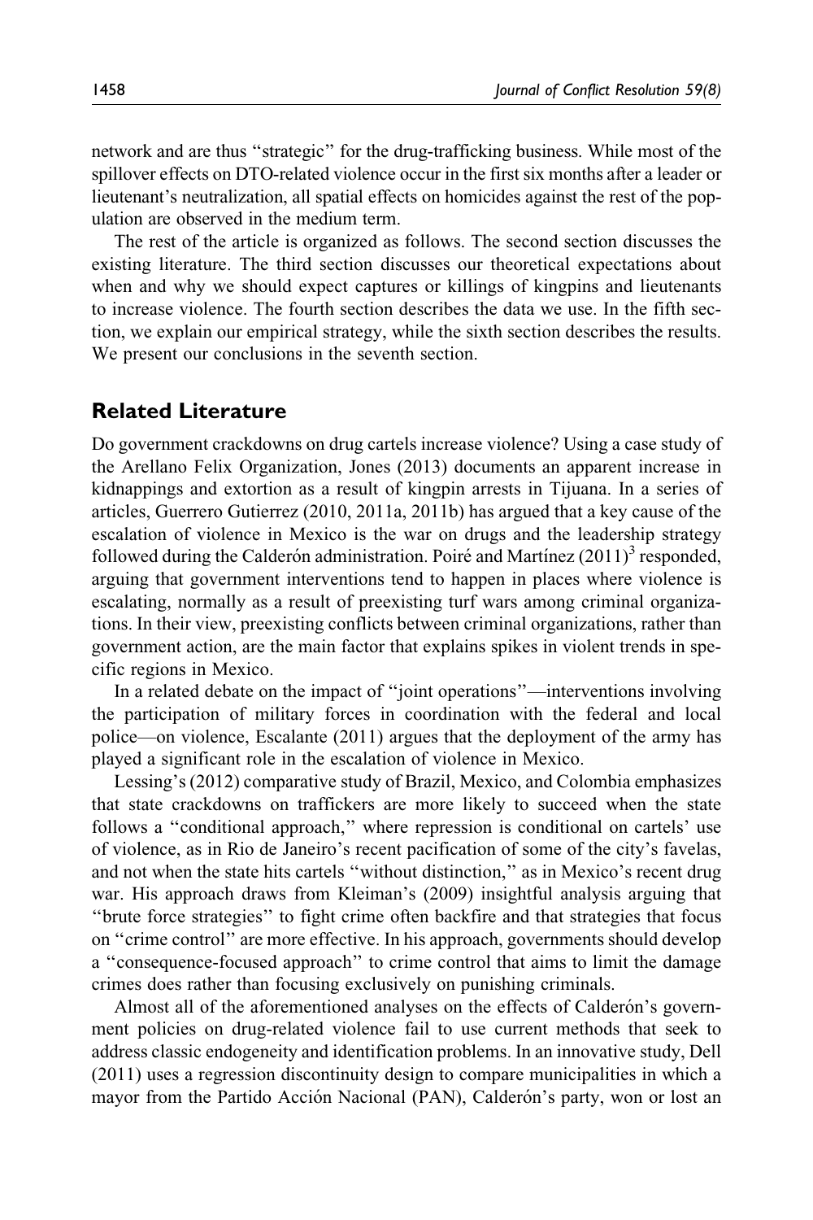network and are thus "strategic" for the drug-trafficking business. While most of the spillover effects on DTO-related violence occur in the first six months after a leader or lieutenant's neutralization, all spatial effects on homicides against the rest of the population are observed in the medium term.

The rest of the article is organized as follows. The second section discusses the existing literature. The third section discusses our theoretical expectations about when and why we should expect captures or killings of kingpins and lieutenants to increase violence. The fourth section describes the data we use. In the fifth section, we explain our empirical strategy, while the sixth section describes the results. We present our conclusions in the seventh section.

## Related Literature

Do government crackdowns on drug cartels increase violence? Using a case study of the Arellano Felix Organization, Jones (2013) documents an apparent increase in kidnappings and extortion as a result of kingpin arrests in Tijuana. In a series of articles, Guerrero Gutierrez (2010, 2011a, 2011b) has argued that a key cause of the escalation of violence in Mexico is the war on drugs and the leadership strategy followed during the Calderón administration. Poiré and Martínez (2011)[3] responded, arguing that government interventions tend to happen in places where violence is escalating, normally as a result of preexisting turf wars among criminal organizations. In their view, preexisting conflicts between criminal organizations, rather than government action, are the main factor that explains spikes in violent trends in specific regions in Mexico.

In a related debate on the impact of "joint operations"—interventions involving the participation of military forces in coordination with the federal and local police—on violence, Escalante (2011) argues that the deployment of the army has played a significant role in the escalation of violence in Mexico.

Lessing's (2012) comparative study of Brazil, Mexico, and Colombia emphasizes that state crackdowns on traffickers are more likely to succeed when the state follows a "conditional approach," where repression is conditional on cartels' use of violence, as in Rio de Janeiro's recent pacification of some of the city's favelas, and not when the state hits cartels "without distinction," as in Mexico's recent drug war. His approach draws from Kleiman's (2009) insightful analysis arguing that "brute force strategies" to fight crime often backfire and that strategies that focus on "crime control" are more effective. In his approach, governments should develop a "consequence-focused approach" to crime control that aims to limit the damage crimes does rather than focusing exclusively on punishing criminals.

Almost all of the aforementioned analyses on the effects of Calderón's government policies on drug-related violence fail to use current methods that seek to address classic endogeneity and identification problems. In an innovative study, Dell (2011) uses a regression discontinuity design to compare municipalities in which a mayor from the Partido Acción Nacional (PAN), Calderón's party, won or lost an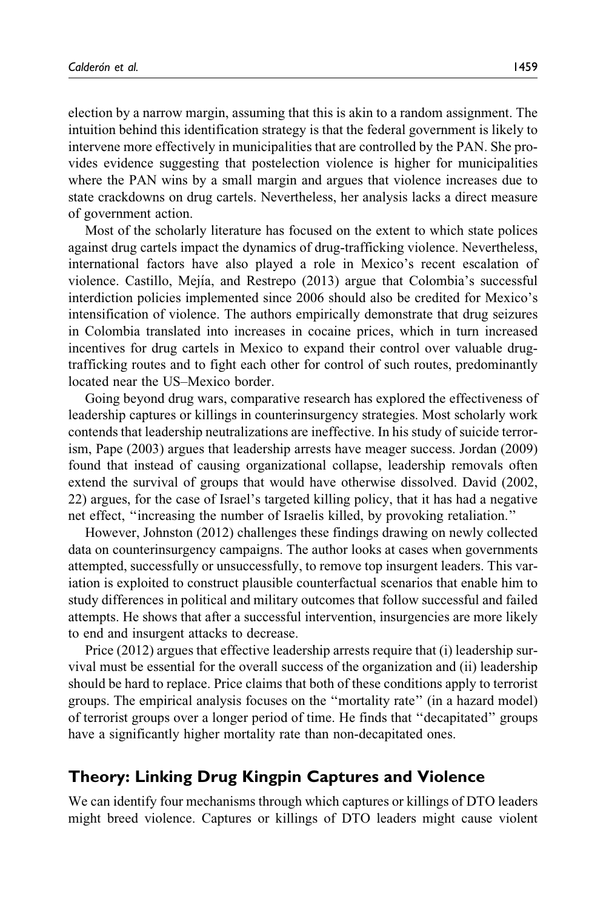election by a narrow margin, assuming that this is akin to a random assignment. The intuition behind this identification strategy is that the federal government is likely to intervene more effectively in municipalities that are controlled by the PAN. She provides evidence suggesting that postelection violence is higher for municipalities where the PAN wins by a small margin and argues that violence increases due to state crackdowns on drug cartels. Nevertheless, her analysis lacks a direct measure of government action.

Most of the scholarly literature has focused on the extent to which state polices against drug cartels impact the dynamics of drug-trafficking violence. Nevertheless, international factors have also played a role in Mexico's recent escalation of violence. Castillo, Mejía, and Restrepo (2013) argue that Colombia's successful interdiction policies implemented since 2006 should also be credited for Mexico's intensification of violence. The authors empirically demonstrate that drug seizures in Colombia translated into increases in cocaine prices, which in turn increased incentives for drug cartels in Mexico to expand their control over valuable drug-trafficking routes and to fight each other for control of such routes, predominantly located near the US–Mexico border.

Going beyond drug wars, comparative research has explored the effectiveness of leadership captures or killings in counterinsurgency strategies. Most scholarly work contends that leadership neutralizations are ineffective. In his study of suicide terrorism, Pape (2003) argues that leadership arrests have meager success. Jordan (2009) found that instead of causing organizational collapse, leadership removals often extend the survival of groups that would have otherwise dissolved. David (2002, 22) argues, for the case of Israel's targeted killing policy, that it has had a negative net effect, "increasing the number of Israelis killed, by provoking retaliation."

However, Johnston (2012) challenges these findings drawing on newly collected data on counterinsurgency campaigns. The author looks at cases when governments attempted, successfully or unsuccessfully, to remove top insurgent leaders. This variation is exploited to construct plausible counterfactual scenarios that enable him to study differences in political and military outcomes that follow successful and failed attempts. He shows that after a successful intervention, insurgencies are more likely to end and insurgent attacks to decrease.

Price (2012) argues that effective leadership arrests require that (i) leadership survival must be essential for the overall success of the organization and (ii) leadership should be hard to replace. Price claims that both of these conditions apply to terrorist groups. The empirical analysis focuses on the "mortality rate" (in a hazard model) of terrorist groups over a longer period of time. He finds that "decapitated" groups have a significantly higher mortality rate than non-decapitated ones.

## Theory: Linking Drug Kingpin Captures and Violence

We can identify four mechanisms through which captures or killings of DTO leaders might breed violence. Captures or killings of DTO leaders might cause violent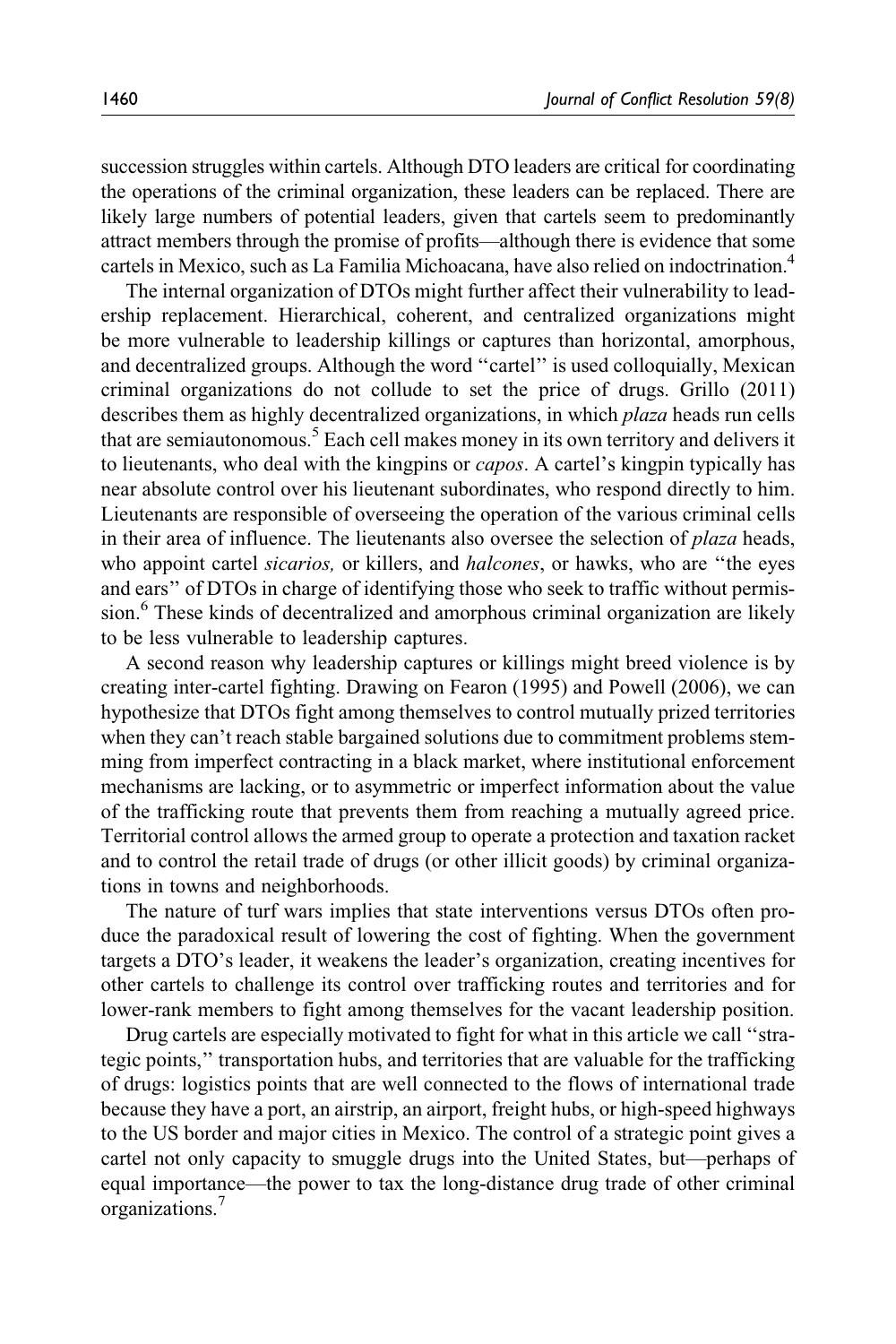succession struggles within cartels. Although DTO leaders are critical for coordinating the operations of the criminal organization, these leaders can be replaced. There are likely large numbers of potential leaders, given that cartels seem to predominantly attract members through the promise of profits—although there is evidence that some cartels in Mexico, such as La Familia Michoacana, have also relied on indoctrination.[4]

The internal organization of DTOs might further affect their vulnerability to leadership replacement. Hierarchical, coherent, and centralized organizations might be more vulnerable to leadership killings or captures than horizontal, amorphous, and decentralized groups. Although the word "cartel" is used colloquially, Mexican criminal organizations do not collude to set the price of drugs. Grillo (2011) describes them as highly decentralized organizations, in which *plaza* heads run cells that are semiautonomous.[5] Each cell makes money in its own territory and delivers it to lieutenants, who deal with the kingpins or *capos*. A cartel's kingpin typically has near absolute control over his lieutenant subordinates, who respond directly to him. Lieutenants are responsible of overseeing the operation of the various criminal cells in their area of influence. The lieutenants also oversee the selection of *plaza* heads, who appoint cartel *sicarios,* or killers, and *halcones*, or hawks, who are "the eyes and ears" of DTOs in charge of identifying those who seek to traffic without permission.[6] These kinds of decentralized and amorphous criminal organization are likely to be less vulnerable to leadership captures.

A second reason why leadership captures or killings might breed violence is by creating inter-cartel fighting. Drawing on Fearon (1995) and Powell (2006), we can hypothesize that DTOs fight among themselves to control mutually prized territories when they can't reach stable bargained solutions due to commitment problems stemming from imperfect contracting in a black market, where institutional enforcement mechanisms are lacking, or to asymmetric or imperfect information about the value of the trafficking route that prevents them from reaching a mutually agreed price. Territorial control allows the armed group to operate a protection and taxation racket and to control the retail trade of drugs (or other illicit goods) by criminal organizations in towns and neighborhoods.

The nature of turf wars implies that state interventions versus DTOs often produce the paradoxical result of lowering the cost of fighting. When the government targets a DTO's leader, it weakens the leader's organization, creating incentives for other cartels to challenge its control over trafficking routes and territories and for lower-rank members to fight among themselves for the vacant leadership position.

Drug cartels are especially motivated to fight for what in this article we call "strategic points," transportation hubs, and territories that are valuable for the trafficking of drugs: logistics points that are well connected to the flows of international trade because they have a port, an airstrip, an airport, freight hubs, or high-speed highways to the US border and major cities in Mexico. The control of a strategic point gives a cartel not only capacity to smuggle drugs into the United States, but—perhaps of equal importance—the power to tax the long-distance drug trade of other criminal organizations.[7]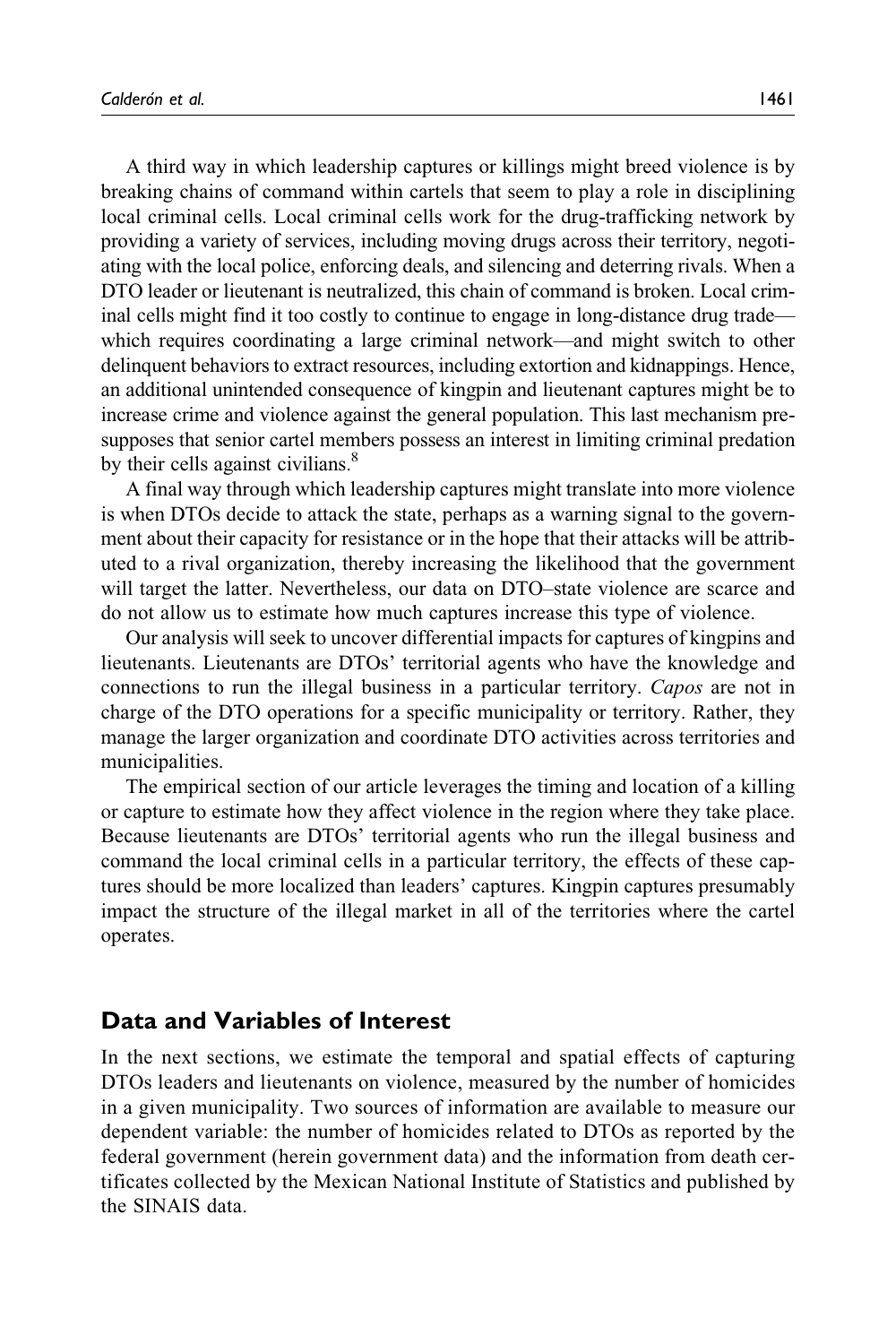A third way in which leadership captures or killings might breed violence is by breaking chains of command within cartels that seem to play a role in disciplining local criminal cells. Local criminal cells work for the drug-trafficking network by providing a variety of services, including moving drugs across their territory, negotiating with the local police, enforcing deals, and silencing and deterring rivals. When a DTO leader or lieutenant is neutralized, this chain of command is broken. Local criminal cells might find it too costly to continue to engage in long-distance drug trade—which requires coordinating a large criminal network—and might switch to other delinquent behaviors to extract resources, including extortion and kidnappings. Hence, an additional unintended consequence of kingpin and lieutenant captures might be to increase crime and violence against the general population. This last mechanism presupposes that senior cartel members possess an interest in limiting criminal predation by their cells against civilians.[8]

A final way through which leadership captures might translate into more violence is when DTOs decide to attack the state, perhaps as a warning signal to the government about their capacity for resistance or in the hope that their attacks will be attributed to a rival organization, thereby increasing the likelihood that the government will target the latter. Nevertheless, our data on DTO–state violence are scarce and do not allow us to estimate how much captures increase this type of violence.

Our analysis will seek to uncover differential impacts for captures of kingpins and lieutenants. Lieutenants are DTOs' territorial agents who have the knowledge and connections to run the illegal business in a particular territory. *Capos* are not in charge of the DTO operations for a specific municipality or territory. Rather, they manage the larger organization and coordinate DTO activities across territories and municipalities.

The empirical section of our article leverages the timing and location of a killing or capture to estimate how they affect violence in the region where they take place. Because lieutenants are DTOs' territorial agents who run the illegal business and command the local criminal cells in a particular territory, the effects of these captures should be more localized than leaders' captures. Kingpin captures presumably impact the structure of the illegal market in all of the territories where the cartel operates.

## Data and Variables of Interest

In the next sections, we estimate the temporal and spatial effects of capturing DTOs leaders and lieutenants on violence, measured by the number of homicides in a given municipality. Two sources of information are available to measure our dependent variable: the number of homicides related to DTOs as reported by the federal government (herein government data) and the information from death certificates collected by the Mexican National Institute of Statistics and published by the SINAIS data.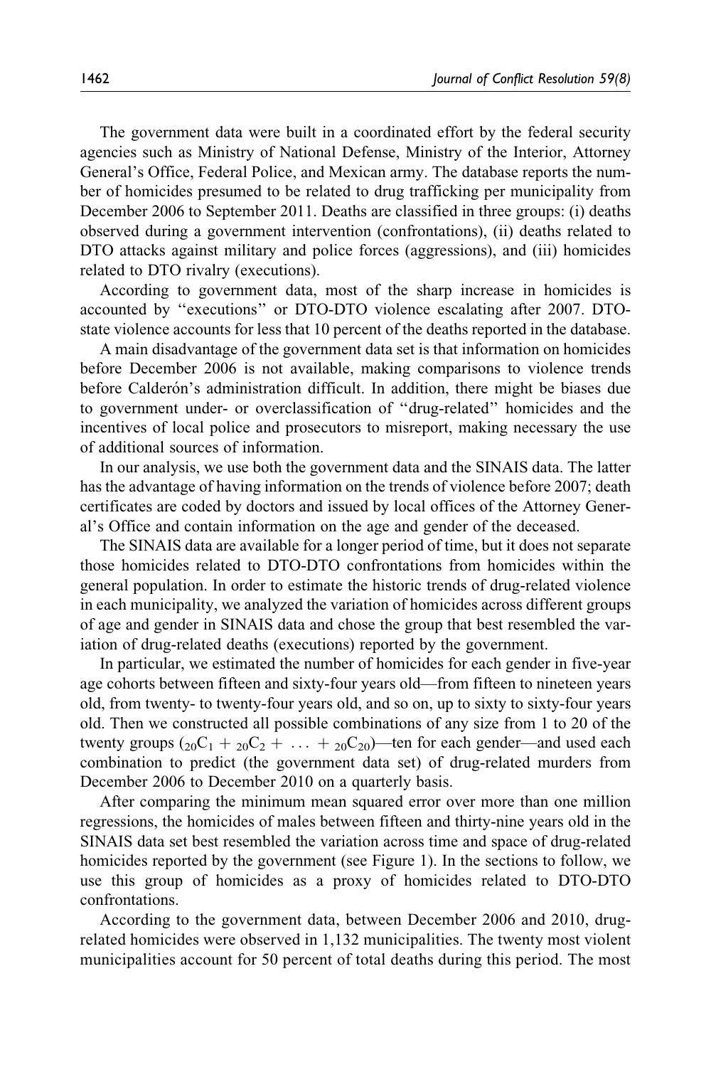The government data were built in a coordinated effort by the federal security agencies such as Ministry of National Defense, Ministry of the Interior, Attorney General's Office, Federal Police, and Mexican army. The database reports the number of homicides presumed to be related to drug trafficking per municipality from December 2006 to September 2011. Deaths are classified in three groups: (i) deaths observed during a government intervention (confrontations), (ii) deaths related to DTO attacks against military and police forces (aggressions), and (iii) homicides related to DTO rivalry (executions).

According to government data, most of the sharp increase in homicides is accounted by "executions" or DTO-DTO violence escalating after 2007. DTO-state violence accounts for less that 10 percent of the deaths reported in the database.

A main disadvantage of the government data set is that information on homicides before December 2006 is not available, making comparisons to violence trends before Calderón's administration difficult. In addition, there might be biases due to government under- or overclassification of "drug-related" homicides and the incentives of local police and prosecutors to misreport, making necessary the use of additional sources of information.

In our analysis, we use both the government data and the SINAIS data. The latter has the advantage of having information on the trends of violence before 2007; death certificates are coded by doctors and issued by local offices of the Attorney General's Office and contain information on the age and gender of the deceased.

The SINAIS data are available for a longer period of time, but it does not separate those homicides related to DTO-DTO confrontations from homicides within the general population. In order to estimate the historic trends of drug-related violence in each municipality, we analyzed the variation of homicides across different groups of age and gender in SINAIS data and chose the group that best resembled the variation of drug-related deaths (executions) reported by the government.

In particular, we estimated the number of homicides for each gender in five-year age cohorts between fifteen and sixty-four years old—from fifteen to nineteen years old, from twenty- to twenty-four years old, and so on, up to sixty to sixty-four years old. Then we constructed all possible combinations of any size from 1 to 20 of the twenty groups (${}_{20}C_1 + {}_{20}C_2 + \ldots + {}_{20}C_{20}$)—ten for each gender—and used each combination to predict (the government data set) of drug-related murders from December 2006 to December 2010 on a quarterly basis.

After comparing the minimum mean squared error over more than one million regressions, the homicides of males between fifteen and thirty-nine years old in the SINAIS data set best resembled the variation across time and space of drug-related homicides reported by the government (see Figure 1). In the sections to follow, we use this group of homicides as a proxy of homicides related to DTO-DTO confrontations.

According to the government data, between December 2006 and 2010, drug-related homicides were observed in 1,132 municipalities. The twenty most violent municipalities account for 50 percent of total deaths during this period. The most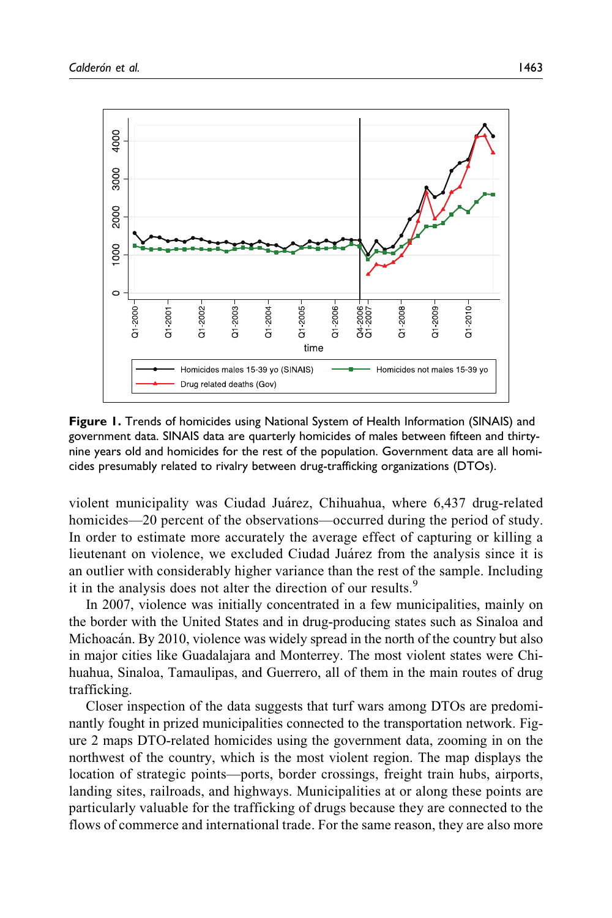**Figure 1.** Trends of homicides using National System of Health Information (SINAIS) and government data. SINAIS data are quarterly homicides of males between fifteen and thirty-nine years old and homicides for the rest of the population. Government data are all homicides presumably related to rivalry between drug-trafficking organizations (DTOs).

violent municipality was Ciudad Juárez, Chihuahua, where 6,437 drug-related homicides—20 percent of the observations—occurred during the period of study. In order to estimate more accurately the average effect of capturing or killing a lieutenant on violence, we excluded Ciudad Juárez from the analysis since it is an outlier with considerably higher variance than the rest of the sample. Including it in the analysis does not alter the direction of our results.[9]

In 2007, violence was initially concentrated in a few municipalities, mainly on the border with the United States and in drug-producing states such as Sinaloa and Michoacán. By 2010, violence was widely spread in the north of the country but also in major cities like Guadalajara and Monterrey. The most violent states were Chihuahua, Sinaloa, Tamaulipas, and Guerrero, all of them in the main routes of drug trafficking.

Closer inspection of the data suggests that turf wars among DTOs are predominantly fought in prized municipalities connected to the transportation network. Figure 2 maps DTO-related homicides using the government data, zooming in on the northwest of the country, which is the most violent region. The map displays the location of strategic points—ports, border crossings, freight train hubs, airports, landing sites, railroads, and highways. Municipalities at or along these points are particularly valuable for the trafficking of drugs because they are connected to the flows of commerce and international trade. For the same reason, they are also more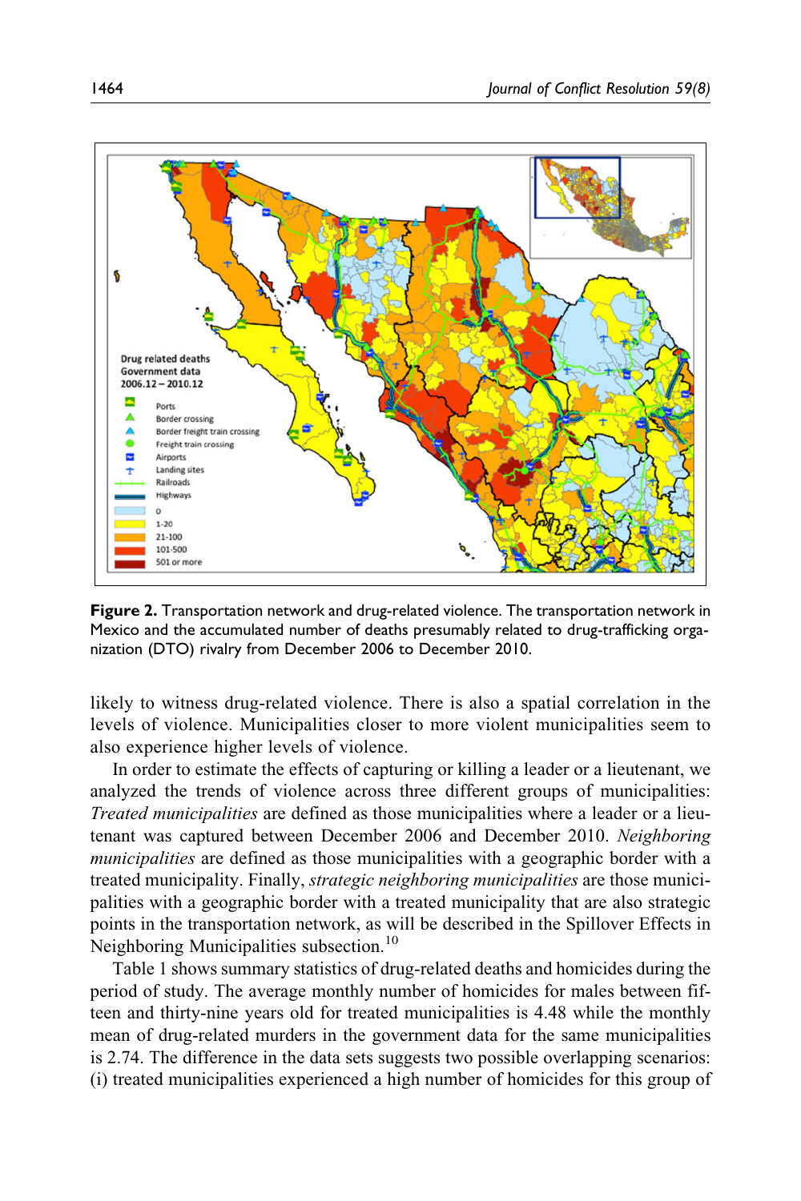**Figure 2.** Transportation network and drug-related violence. The transportation network in Mexico and the accumulated number of deaths presumably related to drug-trafficking organization (DTO) rivalry from December 2006 to December 2010.

likely to witness drug-related violence. There is also a spatial correlation in the levels of violence. Municipalities closer to more violent municipalities seem to also experience higher levels of violence.

In order to estimate the effects of capturing or killing a leader or a lieutenant, we analyzed the trends of violence across three different groups of municipalities: *Treated municipalities* are defined as those municipalities where a leader or a lieutenant was captured between December 2006 and December 2010. *Neighboring municipalities* are defined as those municipalities with a geographic border with a treated municipality. Finally, *strategic neighboring municipalities* are those municipalities with a geographic border with a treated municipality that are also strategic points in the transportation network, as will be described in the Spillover Effects in Neighboring Municipalities subsection.[10]

Table 1 shows summary statistics of drug-related deaths and homicides during the period of study. The average monthly number of homicides for males between fifteen and thirty-nine years old for treated municipalities is 4.48 while the monthly mean of drug-related murders in the government data for the same municipalities is 2.74. The difference in the data sets suggests two possible overlapping scenarios: (i) treated municipalities experienced a high number of homicides for this group of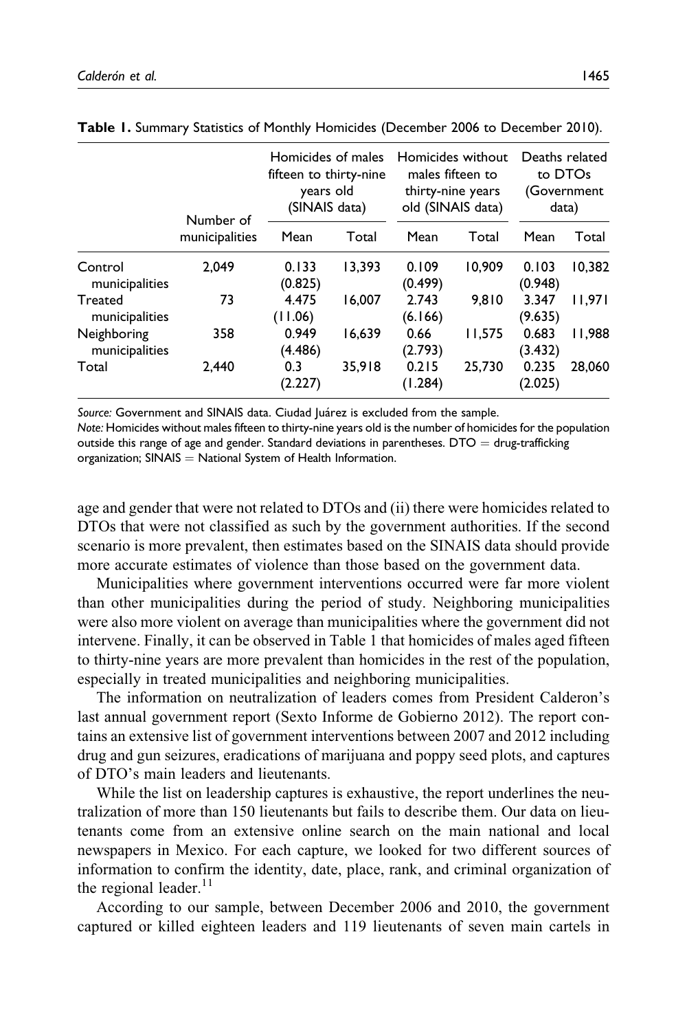**Table 1.** Summary Statistics of Monthly Homicides (December 2006 to December 2010).

| | Number of municipalities | Homicides of males fifteen to thirty-nine years old (SINAIS data) | | Homicides without males fifteen to thirty-nine years old (SINAIS data) | | Deaths related to DTOs (Government data) | |
|---|---|---|---|---|---|---|---|
| | | Mean | Total | Mean | Total | Mean | Total |
| Control municipalities | 2,049 | 0.133 (0.825) | 13,393 | 0.109 (0.499) | 10,909 | 0.103 (0.948) | 10,382 |
| Treated municipalities | 73 | 4.475 (11.06) | 16,007 | 2.743 (6.166) | 9,810 | 3.347 (9.635) | 11,971 |
| Neighboring municipalities | 358 | 0.949 (4.486) | 16,639 | 0.66 (2.793) | 11,575 | 0.683 (3.432) | 11,988 |
| Total | 2,440 | 0.3 (2.227) | 35,918 | 0.215 (1.284) | 25,730 | 0.235 (2.025) | 28,060 |

*Source:* Government and SINAIS data. Ciudad Juárez is excluded from the sample.
*Note:* Homicides without males fifteen to thirty-nine years old is the number of homicides for the population outside this range of age and gender. Standard deviations in parentheses. DTO = drug-trafficking organization; SINAIS = National System of Health Information.

age and gender that were not related to DTOs and (ii) there were homicides related to DTOs that were not classified as such by the government authorities. If the second scenario is more prevalent, then estimates based on the SINAIS data should provide more accurate estimates of violence than those based on the government data.

Municipalities where government interventions occurred were far more violent than other municipalities during the period of study. Neighboring municipalities were also more violent on average than municipalities where the government did not intervene. Finally, it can be observed in Table 1 that homicides of males aged fifteen to thirty-nine years are more prevalent than homicides in the rest of the population, especially in treated municipalities and neighboring municipalities.

The information on neutralization of leaders comes from President Calderon's last annual government report (Sexto Informe de Gobierno 2012). The report contains an extensive list of government interventions between 2007 and 2012 including drug and gun seizures, eradications of marijuana and poppy seed plots, and captures of DTO's main leaders and lieutenants.

While the list on leadership captures is exhaustive, the report underlines the neutralization of more than 150 lieutenants but fails to describe them. Our data on lieutenants come from an extensive online search on the main national and local newspapers in Mexico. For each capture, we looked for two different sources of information to confirm the identity, date, place, rank, and criminal organization of the regional leader.[11]

According to our sample, between December 2006 and 2010, the government captured or killed eighteen leaders and 119 lieutenants of seven main cartels in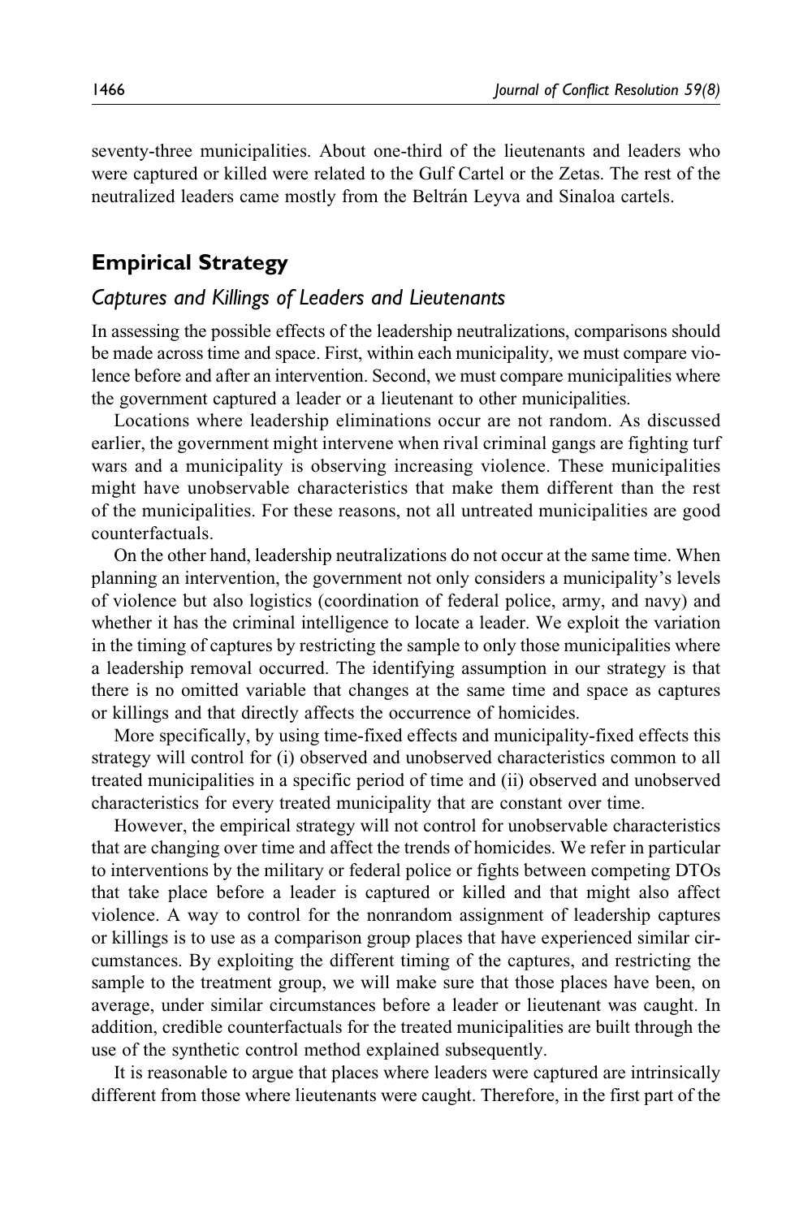seventy-three municipalities. About one-third of the lieutenants and leaders who were captured or killed were related to the Gulf Cartel or the Zetas. The rest of the neutralized leaders came mostly from the Beltrán Leyva and Sinaloa cartels.

## Empirical Strategy

### *Captures and Killings of Leaders and Lieutenants*

In assessing the possible effects of the leadership neutralizations, comparisons should be made across time and space. First, within each municipality, we must compare violence before and after an intervention. Second, we must compare municipalities where the government captured a leader or a lieutenant to other municipalities.

Locations where leadership eliminations occur are not random. As discussed earlier, the government might intervene when rival criminal gangs are fighting turf wars and a municipality is observing increasing violence. These municipalities might have unobservable characteristics that make them different than the rest of the municipalities. For these reasons, not all untreated municipalities are good counterfactuals.

On the other hand, leadership neutralizations do not occur at the same time. When planning an intervention, the government not only considers a municipality's levels of violence but also logistics (coordination of federal police, army, and navy) and whether it has the criminal intelligence to locate a leader. We exploit the variation in the timing of captures by restricting the sample to only those municipalities where a leadership removal occurred. The identifying assumption in our strategy is that there is no omitted variable that changes at the same time and space as captures or killings and that directly affects the occurrence of homicides.

More specifically, by using time-fixed effects and municipality-fixed effects this strategy will control for (i) observed and unobserved characteristics common to all treated municipalities in a specific period of time and (ii) observed and unobserved characteristics for every treated municipality that are constant over time.

However, the empirical strategy will not control for unobservable characteristics that are changing over time and affect the trends of homicides. We refer in particular to interventions by the military or federal police or fights between competing DTOs that take place before a leader is captured or killed and that might also affect violence. A way to control for the nonrandom assignment of leadership captures or killings is to use as a comparison group places that have experienced similar circumstances. By exploiting the different timing of the captures, and restricting the sample to the treatment group, we will make sure that those places have been, on average, under similar circumstances before a leader or lieutenant was caught. In addition, credible counterfactuals for the treated municipalities are built through the use of the synthetic control method explained subsequently.

It is reasonable to argue that places where leaders were captured are intrinsically different from those where lieutenants were caught. Therefore, in the first part of the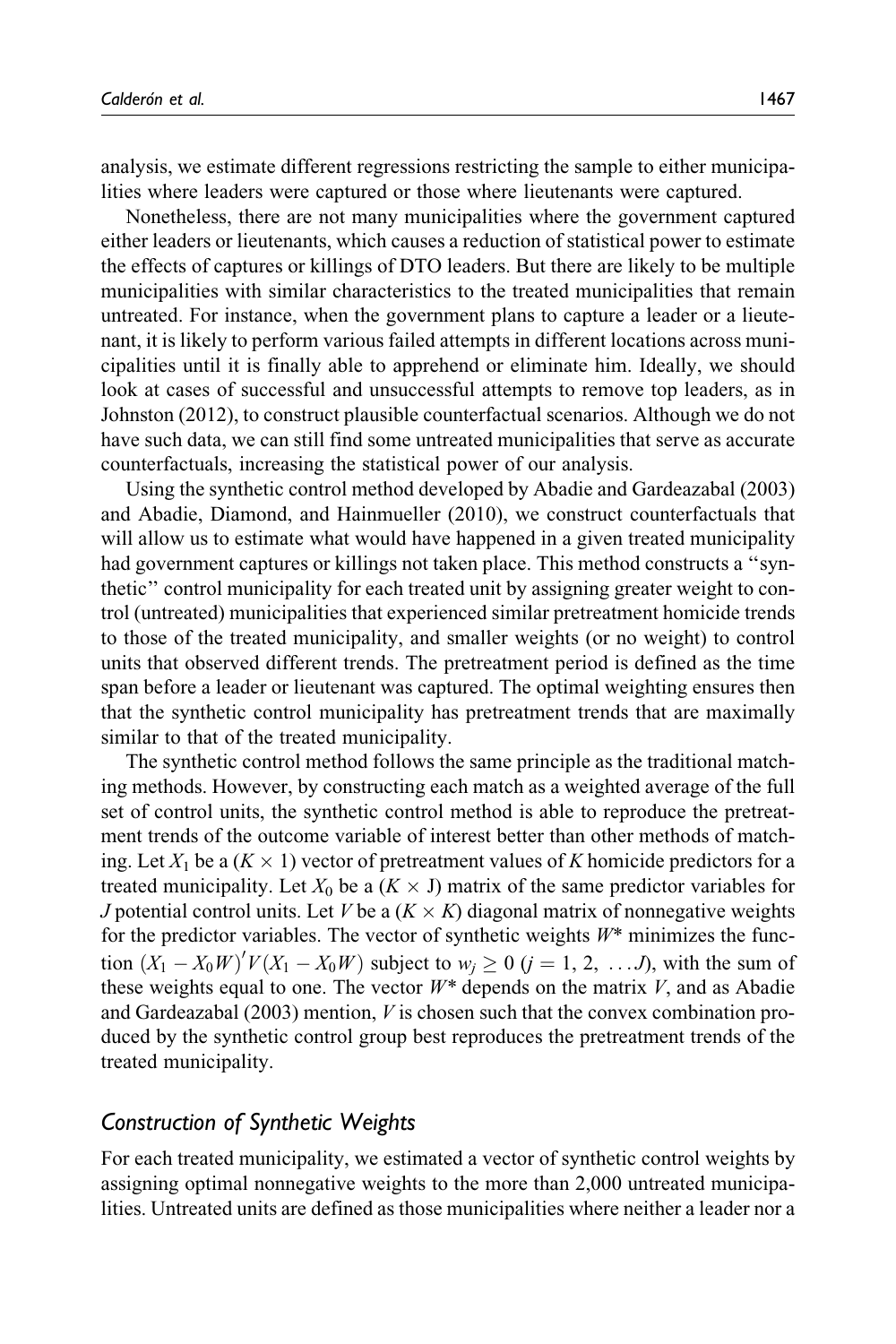analysis, we estimate different regressions restricting the sample to either municipalities where leaders were captured or those where lieutenants were captured.

Nonetheless, there are not many municipalities where the government captured either leaders or lieutenants, which causes a reduction of statistical power to estimate the effects of captures or killings of DTO leaders. But there are likely to be multiple municipalities with similar characteristics to the treated municipalities that remain untreated. For instance, when the government plans to capture a leader or a lieutenant, it is likely to perform various failed attempts in different locations across municipalities until it is finally able to apprehend or eliminate him. Ideally, we should look at cases of successful and unsuccessful attempts to remove top leaders, as in Johnston (2012), to construct plausible counterfactual scenarios. Although we do not have such data, we can still find some untreated municipalities that serve as accurate counterfactuals, increasing the statistical power of our analysis.

Using the synthetic control method developed by Abadie and Gardeazabal (2003) and Abadie, Diamond, and Hainmueller (2010), we construct counterfactuals that will allow us to estimate what would have happened in a given treated municipality had government captures or killings not taken place. This method constructs a "synthetic" control municipality for each treated unit by assigning greater weight to control (untreated) municipalities that experienced similar pretreatment homicide trends to those of the treated municipality, and smaller weights (or no weight) to control units that observed different trends. The pretreatment period is defined as the time span before a leader or lieutenant was captured. The optimal weighting ensures then that the synthetic control municipality has pretreatment trends that are maximally similar to that of the treated municipality.

The synthetic control method follows the same principle as the traditional matching methods. However, by constructing each match as a weighted average of the full set of control units, the synthetic control method is able to reproduce the pretreatment trends of the outcome variable of interest better than other methods of matching. Let $X_1$ be a $(K \times 1)$ vector of pretreatment values of $K$ homicide predictors for a treated municipality. Let $X_0$ be a $(K \times \mathrm{J})$ matrix of the same predictor variables for $J$ potential control units. Let $V$ be a $(K \times K)$ diagonal matrix of nonnegative weights for the predictor variables. The vector of synthetic weights $W^*$ minimizes the function $(X_1 - X_0W)'V(X_1 - X_0W)$ subject to $w_j \geq 0$ $(j = 1, 2, \ldots J)$, with the sum of these weights equal to one. The vector $W^*$ depends on the matrix $V$, and as Abadie and Gardeazabal (2003) mention, $V$ is chosen such that the convex combination produced by the synthetic control group best reproduces the pretreatment trends of the treated municipality.

## *Construction of Synthetic Weights*

For each treated municipality, we estimated a vector of synthetic control weights by assigning optimal nonnegative weights to the more than 2,000 untreated municipalities. Untreated units are defined as those municipalities where neither a leader nor a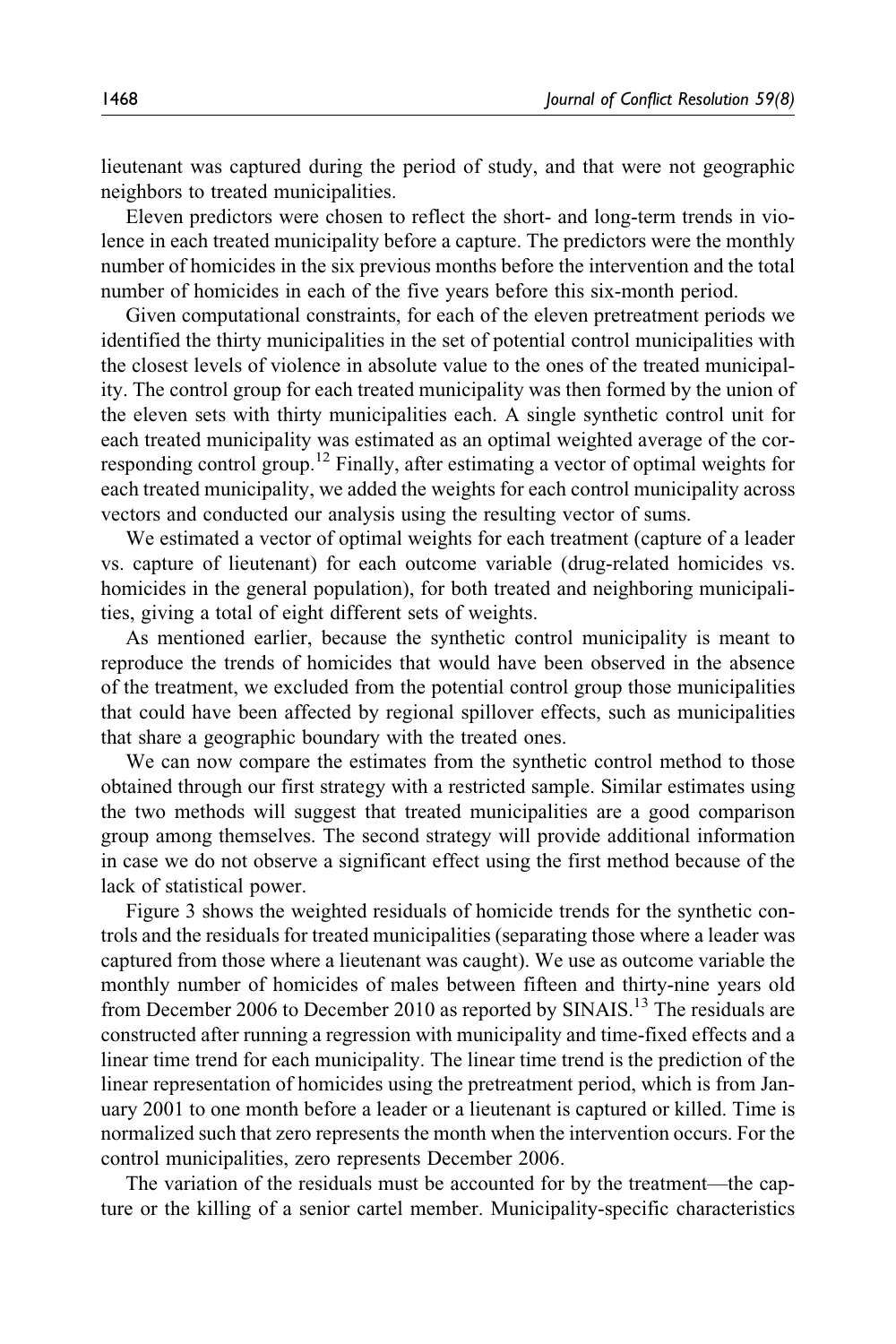lieutenant was captured during the period of study, and that were not geographic neighbors to treated municipalities.

Eleven predictors were chosen to reflect the short- and long-term trends in violence in each treated municipality before a capture. The predictors were the monthly number of homicides in the six previous months before the intervention and the total number of homicides in each of the five years before this six-month period.

Given computational constraints, for each of the eleven pretreatment periods we identified the thirty municipalities in the set of potential control municipalities with the closest levels of violence in absolute value to the ones of the treated municipality. The control group for each treated municipality was then formed by the union of the eleven sets with thirty municipalities each. A single synthetic control unit for each treated municipality was estimated as an optimal weighted average of the corresponding control group.[12] Finally, after estimating a vector of optimal weights for each treated municipality, we added the weights for each control municipality across vectors and conducted our analysis using the resulting vector of sums.

We estimated a vector of optimal weights for each treatment (capture of a leader vs. capture of lieutenant) for each outcome variable (drug-related homicides vs. homicides in the general population), for both treated and neighboring municipalities, giving a total of eight different sets of weights.

As mentioned earlier, because the synthetic control municipality is meant to reproduce the trends of homicides that would have been observed in the absence of the treatment, we excluded from the potential control group those municipalities that could have been affected by regional spillover effects, such as municipalities that share a geographic boundary with the treated ones.

We can now compare the estimates from the synthetic control method to those obtained through our first strategy with a restricted sample. Similar estimates using the two methods will suggest that treated municipalities are a good comparison group among themselves. The second strategy will provide additional information in case we do not observe a significant effect using the first method because of the lack of statistical power.

Figure 3 shows the weighted residuals of homicide trends for the synthetic controls and the residuals for treated municipalities (separating those where a leader was captured from those where a lieutenant was caught). We use as outcome variable the monthly number of homicides of males between fifteen and thirty-nine years old from December 2006 to December 2010 as reported by SINAIS.[13] The residuals are constructed after running a regression with municipality and time-fixed effects and a linear time trend for each municipality. The linear time trend is the prediction of the linear representation of homicides using the pretreatment period, which is from January 2001 to one month before a leader or a lieutenant is captured or killed. Time is normalized such that zero represents the month when the intervention occurs. For the control municipalities, zero represents December 2006.

The variation of the residuals must be accounted for by the treatment—the capture or the killing of a senior cartel member. Municipality-specific characteristics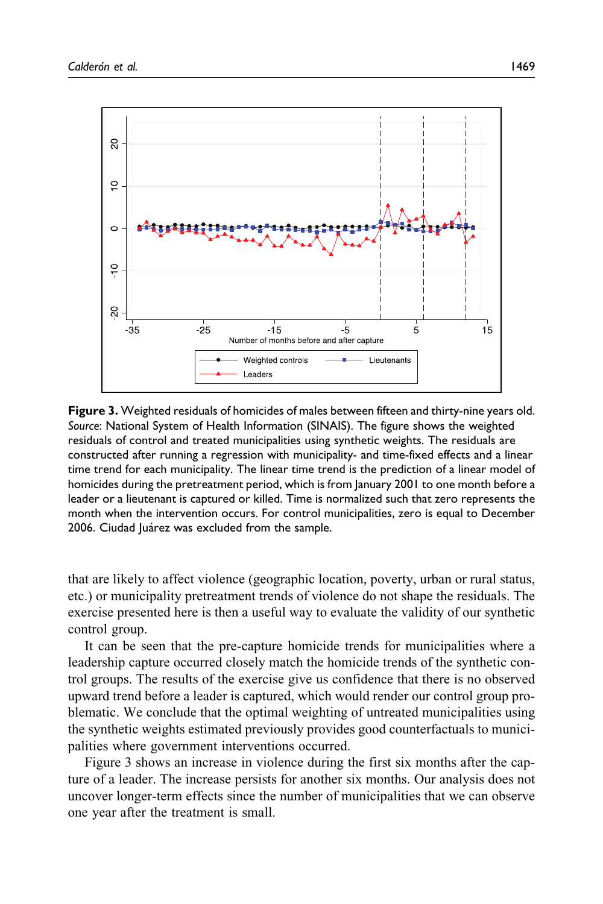**Figure 3.** Weighted residuals of homicides of males between fifteen and thirty-nine years old. *Source*: National System of Health Information (SINAIS). The figure shows the weighted residuals of control and treated municipalities using synthetic weights. The residuals are constructed after running a regression with municipality- and time-fixed effects and a linear time trend for each municipality. The linear time trend is the prediction of a linear model of homicides during the pretreatment period, which is from January 2001 to one month before a leader or a lieutenant is captured or killed. Time is normalized such that zero represents the month when the intervention occurs. For control municipalities, zero is equal to December 2006. Ciudad Juárez was excluded from the sample.

that are likely to affect violence (geographic location, poverty, urban or rural status, etc.) or municipality pretreatment trends of violence do not shape the residuals. The exercise presented here is then a useful way to evaluate the validity of our synthetic control group.

It can be seen that the pre-capture homicide trends for municipalities where a leadership capture occurred closely match the homicide trends of the synthetic control groups. The results of the exercise give us confidence that there is no observed upward trend before a leader is captured, which would render our control group problematic. We conclude that the optimal weighting of untreated municipalities using the synthetic weights estimated previously provides good counterfactuals to municipalities where government interventions occurred.

Figure 3 shows an increase in violence during the first six months after the capture of a leader. The increase persists for another six months. Our analysis does not uncover longer-term effects since the number of municipalities that we can observe one year after the treatment is small.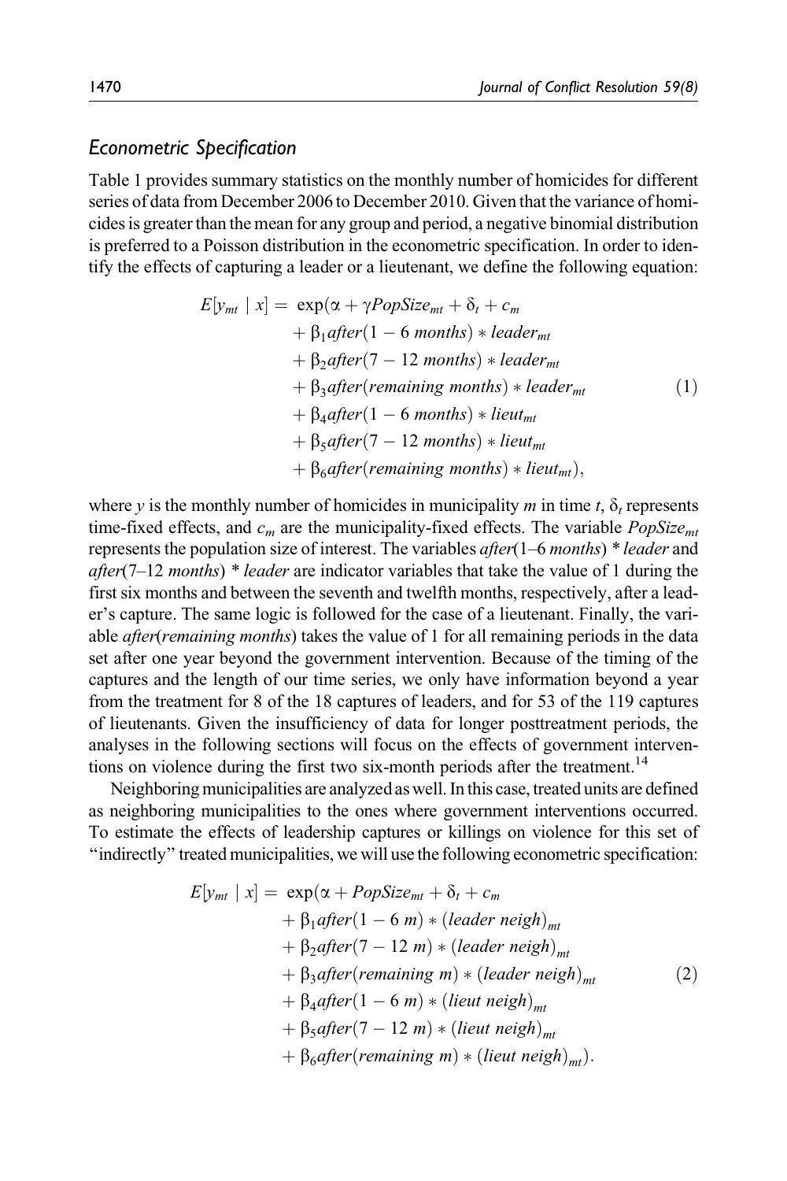## *Econometric Specification*

Table 1 provides summary statistics on the monthly number of homicides for different series of data from December 2006 to December 2010. Given that the variance of homicides is greater than the mean for any group and period, a negative binomial distribution is preferred to a Poisson distribution in the econometric specification. In order to identify the effects of capturing a leader or a lieutenant, we define the following equation:

$$
\begin{aligned}
E[y_{mt} \mid x] = \ & \exp(\alpha + \gamma PopSize_{mt} + \delta_t + c_m \\
& + \beta_1 after(1-6\ months) * leader_{mt} \\
& + \beta_2 after(7-12\ months) * leader_{mt} \\
& + \beta_3 after(remaining\ months) * leader_{mt} \\
& + \beta_4 after(1-6\ months) * lieut_{mt} \\
& + \beta_5 after(7-12\ months) * lieut_{mt} \\
& + \beta_6 after(remaining\ months) * lieut_{mt}),
\end{aligned}
\tag{1}
$$

where $y$ is the monthly number of homicides in municipality $m$ in time $t$, $\delta_t$ represents time-fixed effects, and $c_m$ are the municipality-fixed effects. The variable $PopSize_{mt}$ represents the population size of interest. The variables *after*(*1–6 months*) * *leader* and *after*(*7–12 months*) * *leader* are indicator variables that take the value of 1 during the first six months and between the seventh and twelfth months, respectively, after a leader's capture. The same logic is followed for the case of a lieutenant. Finally, the variable *after*(*remaining months*) takes the value of 1 for all remaining periods in the data set after one year beyond the government intervention. Because of the timing of the captures and the length of our time series, we only have information beyond a year from the treatment for 8 of the 18 captures of leaders, and for 53 of the 119 captures of lieutenants. Given the insufficiency of data for longer posttreatment periods, the analyses in the following sections will focus on the effects of government interventions on violence during the first two six-month periods after the treatment.[14]

Neighboring municipalities are analyzed as well. In this case, treated units are defined as neighboring municipalities to the ones where government interventions occurred. To estimate the effects of leadership captures or killings on violence for this set of "indirectly" treated municipalities, we will use the following econometric specification:

$$
\begin{aligned}
E[y_{mt} \mid x] = \ & \exp(\alpha + PopSize_{mt} + \delta_t + c_m \\
& + \beta_1 after(1-6\ m) * (leader\ neigh)_{mt} \\
& + \beta_2 after(7-12\ m) * (leader\ neigh)_{mt} \\
& + \beta_3 after(remaining\ m) * (leader\ neigh)_{mt} \\
& + \beta_4 after(1-6\ m) * (lieut\ neigh)_{mt} \\
& + \beta_5 after(7-12\ m) * (lieut\ neigh)_{mt} \\
& + \beta_6 after(remaining\ m) * (lieut\ neigh)_{mt}).
\end{aligned}
\tag{2}
$$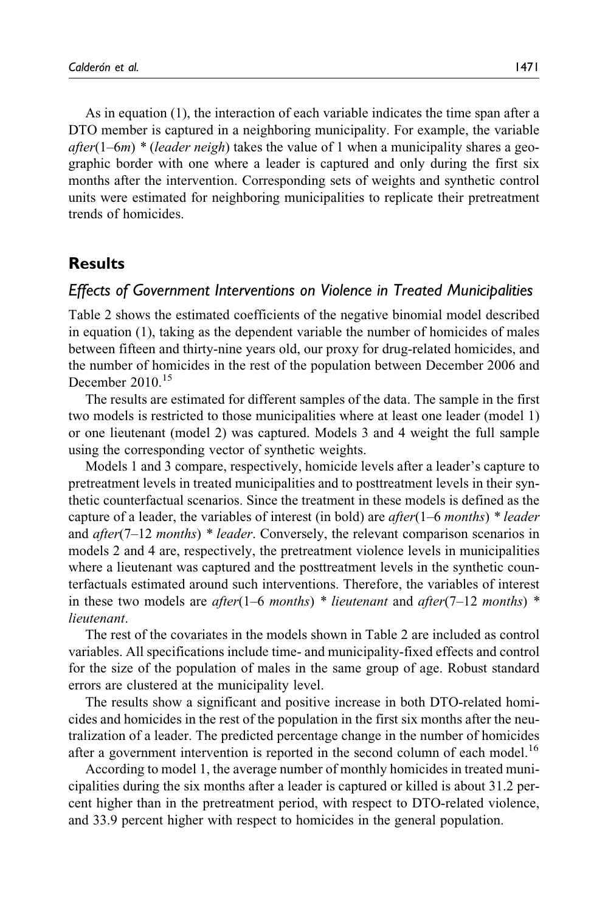As in equation (1), the interaction of each variable indicates the time span after a DTO member is captured in a neighboring municipality. For example, the variable *after*(1–6*m*) * (*leader neigh*) takes the value of 1 when a municipality shares a geographic border with one where a leader is captured and only during the first six months after the intervention. Corresponding sets of weights and synthetic control units were estimated for neighboring municipalities to replicate their pretreatment trends of homicides.

## Results

### *Effects of Government Interventions on Violence in Treated Municipalities*

Table 2 shows the estimated coefficients of the negative binomial model described in equation (1), taking as the dependent variable the number of homicides of males between fifteen and thirty-nine years old, our proxy for drug-related homicides, and the number of homicides in the rest of the population between December 2006 and December 2010.[15]

The results are estimated for different samples of the data. The sample in the first two models is restricted to those municipalities where at least one leader (model 1) or one lieutenant (model 2) was captured. Models 3 and 4 weight the full sample using the corresponding vector of synthetic weights.

Models 1 and 3 compare, respectively, homicide levels after a leader's capture to pretreatment levels in treated municipalities and to posttreatment levels in their synthetic counterfactual scenarios. Since the treatment in these models is defined as the capture of a leader, the variables of interest (in bold) are *after*(1–6 *months*) * *leader* and *after*(7–12 *months*) * *leader*. Conversely, the relevant comparison scenarios in models 2 and 4 are, respectively, the pretreatment violence levels in municipalities where a lieutenant was captured and the posttreatment levels in the synthetic counterfactuals estimated around such interventions. Therefore, the variables of interest in these two models are *after*(1–6 *months*) * *lieutenant* and *after*(7–12 *months*) * *lieutenant*.

The rest of the covariates in the models shown in Table 2 are included as control variables. All specifications include time- and municipality-fixed effects and control for the size of the population of males in the same group of age. Robust standard errors are clustered at the municipality level.

The results show a significant and positive increase in both DTO-related homicides and homicides in the rest of the population in the first six months after the neutralization of a leader. The predicted percentage change in the number of homicides after a government intervention is reported in the second column of each model.[16]

According to model 1, the average number of monthly homicides in treated municipalities during the six months after a leader is captured or killed is about 31.2 percent higher than in the pretreatment period, with respect to DTO-related violence, and 33.9 percent higher with respect to homicides in the general population.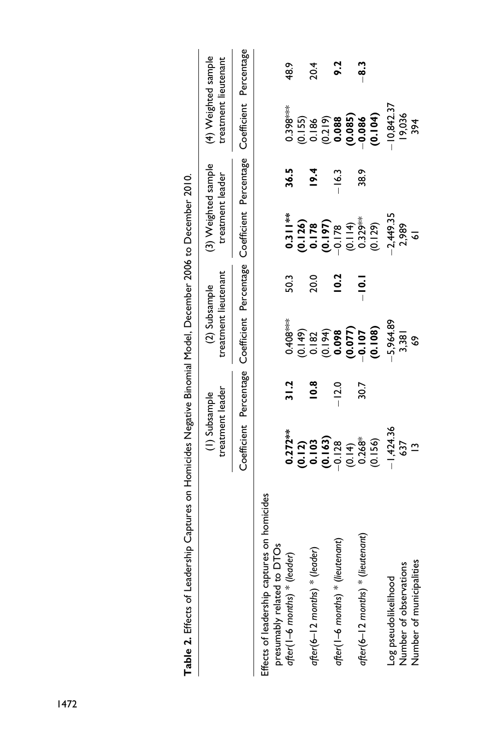**Table 2.** Effects of Leadership Captures on Homicides Negative Binomial Model, December 2006 to December 2010.

| | (1) Subsample treatment leader | | (2) Subsample treatment lieutenant | | (3) Weighted sample treatment leader | | (4) Weighted sample treatment lieutenant | |
|---|---|---|---|---|---|---|---|---|
| | Coefficient | Percentage | Coefficient | Percentage | Coefficient | Percentage | Coefficient | Percentage |
| Effects of leadership captures on homicides presumably related to DTOs | | | | | | | | |
| *after*(1–6 *months*) * (*leader*) | **0.272**** | **31.2** | 0.408*** | 50.3 | **0.311**** | **36.5** | 0.398*** | 48.9 |
| | **(0.12)** | | (0.149) | | **(0.126)** | | (0.155) | |
| *after*(6–12 *months*) * (*leader*) | **0.103** | **10.8** | 0.182 | 20.0 | **0.178** | **19.4** | 0.186 | 20.4 |
| | **(0.163)** | | (0.194) | | **(0.197)** | | (0.219) | |
| *after*(1–6 *months*) * (*lieutenant*) | −0.128 | −12.0 | **0.098** | **10.2** | −0.178 | −16.3 | **0.088** | **9.2** |
| | (0.14) | | **(0.077)** | | (0.114) | | **(0.085)** | |
| *after*(6–12 *months*) * (*lieutenant*) | 0.268** | 30.7 | **−0.107** | **−10.1** | 0.329*** | 38.9 | **−0.086** | **−8.3** |
| | (0.156) | | **(0.108)** | | (0.129) | | **(0.104)** | |
| Log pseudolikelihood | −1,424.36 | | −5,964.89 | | −2,449.35 | | −10,842.37 | |
| Number of observations | 637 | | 3,381 | | 2,989 | | 19,036 | |
| Number of municipalities | 13 | | 69 | | 61 | | 394 | |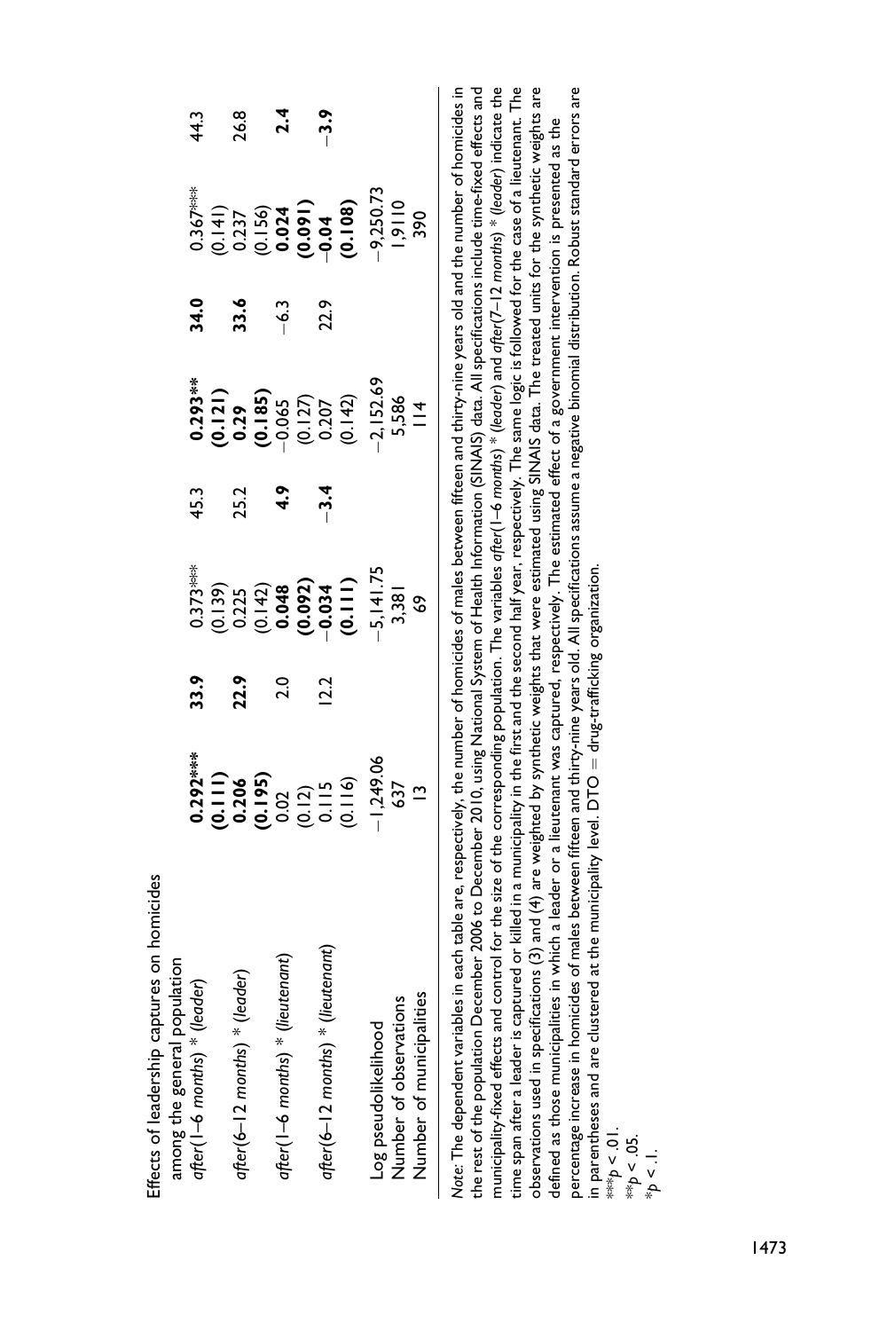| Effects of leadership captures on homicides among the general population | | | | | | | | |
|---|---|---|---|---|---|---|---|---|
| *after*(1–6 *months*) * (*leader*) | **0.292*** | **33.9** | 0.373*** | 45.3 | **0.293** | **34.0** | 0.367*** | 44.3 |
| | **(0.111)** | | (0.139) | | **(0.121)** | | (0.141) | |
| *after*(6–12 *months*) * (*leader*) | **0.206** | **22.9** | 0.225 | 25.2 | **0.29** | **33.6** | 0.237 | 26.8 |
| | **(0.195)** | | (0.142) | | **(0.185)** | | (0.156) | |
| *after*(1–6 *months*) * (*lieutenant*) | 0.02 | 2.0 | **0.048** | **4.9** | −0.065 | −6.3 | **0.024** | **2.4** |
| | (0.12) | | **(0.092)** | | (0.127) | | **(0.091)** | |
| *after*(6–12 *months*) * (*lieutenant*) | 0.115 | 12.2 | **−0.034** | **−3.4** | 0.207 | 22.9 | **−0.04** | **−3.9** |
| | (0.116) | | **(0.111)** | | (0.142) | | **(0.108)** | |
| Log pseudolikelihood | −1,249.06 | | −5,141.75 | | −2,152.69 | | −9,250.73 | |
| Number of observations | 637 | | 3,381 | | 5,586 | | 1,9110 | |
| Number of municipalities | 13 | | 69 | | 114 | | 390 | |

*Note*: The dependent variables in each table are, respectively, the number of homicides of males between fifteen and thirty-nine years old and the number of homicides in the rest of the population December 2006 to December 2010, using National System of Health Information (SINAIS) data. All specifications include time-fixed effects and municipality-fixed effects and control for the size of the corresponding population. The variables *after*(1–6 *months*) * (*leader*) and *after*(7–12 *months*) * (*leader*) indicate the time span after a leader is captured or killed in a municipality in the first and the second half year, respectively. The same logic is followed for the case of a lieutenant. The observations used in specifications (3) and (4) are weighted by synthetic weights that were estimated using SINAIS data. The treated units for the synthetic weights are defined as those municipalities in which a leader or a lieutenant was captured, respectively. The estimated effect of a government intervention is presented as the percentage increase in homicides of males between fifteen and thirty-nine years old. All specifications assume a negative binomial distribution. Robust standard errors are in parentheses and are clustered at the municipality level. DTO = drug-trafficking organization.

***$p < .01$.
**$p < .05$.
*$p < .1$.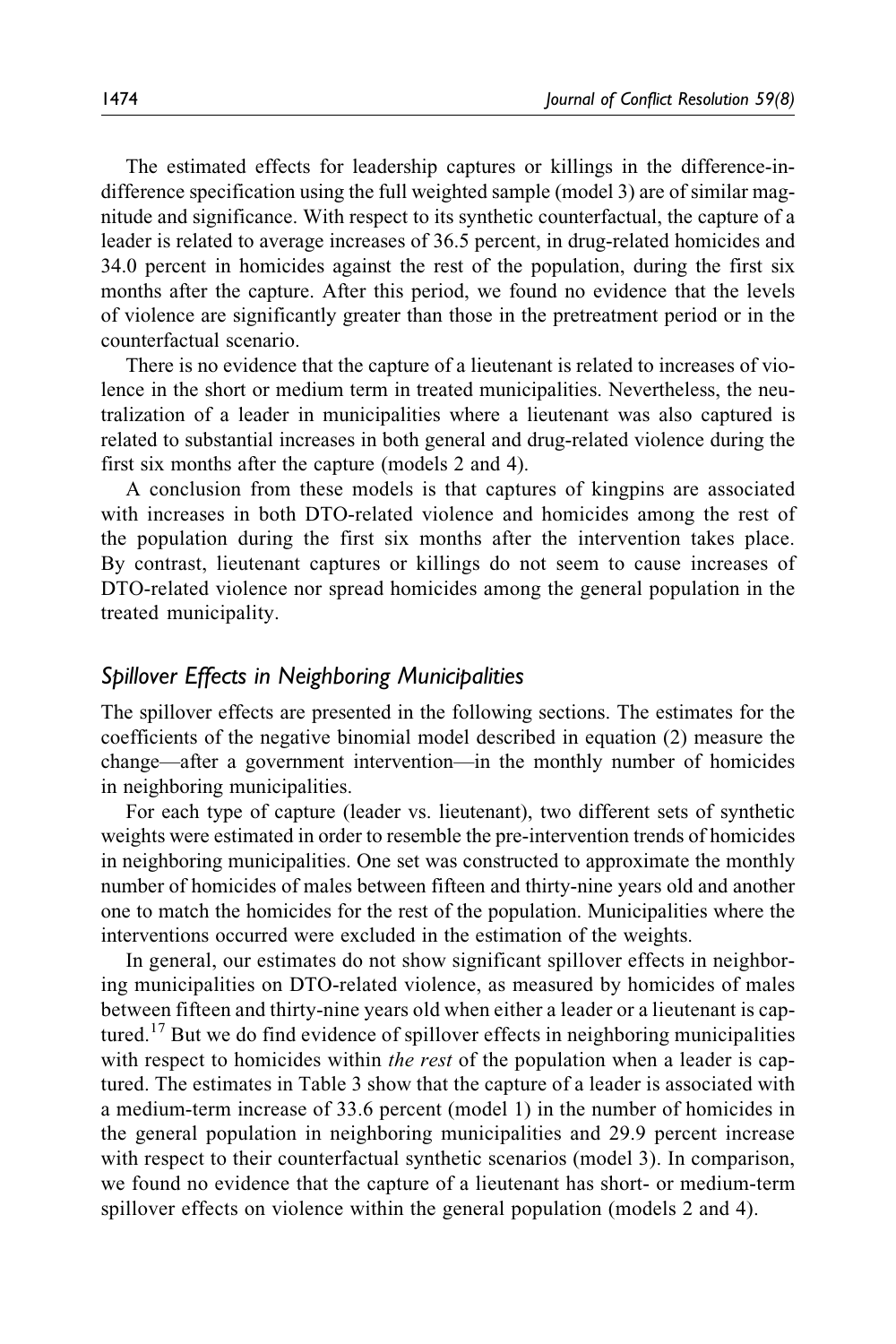The estimated effects for leadership captures or killings in the difference-in-difference specification using the full weighted sample (model 3) are of similar magnitude and significance. With respect to its synthetic counterfactual, the capture of a leader is related to average increases of 36.5 percent, in drug-related homicides and 34.0 percent in homicides against the rest of the population, during the first six months after the capture. After this period, we found no evidence that the levels of violence are significantly greater than those in the pretreatment period or in the counterfactual scenario.

There is no evidence that the capture of a lieutenant is related to increases of violence in the short or medium term in treated municipalities. Nevertheless, the neutralization of a leader in municipalities where a lieutenant was also captured is related to substantial increases in both general and drug-related violence during the first six months after the capture (models 2 and 4).

A conclusion from these models is that captures of kingpins are associated with increases in both DTO-related violence and homicides among the rest of the population during the first six months after the intervention takes place. By contrast, lieutenant captures or killings do not seem to cause increases of DTO-related violence nor spread homicides among the general population in the treated municipality.

## *Spillover Effects in Neighboring Municipalities*

The spillover effects are presented in the following sections. The estimates for the coefficients of the negative binomial model described in equation (2) measure the change—after a government intervention—in the monthly number of homicides in neighboring municipalities.

For each type of capture (leader vs. lieutenant), two different sets of synthetic weights were estimated in order to resemble the pre-intervention trends of homicides in neighboring municipalities. One set was constructed to approximate the monthly number of homicides of males between fifteen and thirty-nine years old and another one to match the homicides for the rest of the population. Municipalities where the interventions occurred were excluded in the estimation of the weights.

In general, our estimates do not show significant spillover effects in neighboring municipalities on DTO-related violence, as measured by homicides of males between fifteen and thirty-nine years old when either a leader or a lieutenant is captured.[17] But we do find evidence of spillover effects in neighboring municipalities with respect to homicides within *the rest* of the population when a leader is captured. The estimates in Table 3 show that the capture of a leader is associated with a medium-term increase of 33.6 percent (model 1) in the number of homicides in the general population in neighboring municipalities and 29.9 percent increase with respect to their counterfactual synthetic scenarios (model 3). In comparison, we found no evidence that the capture of a lieutenant has short- or medium-term spillover effects on violence within the general population (models 2 and 4).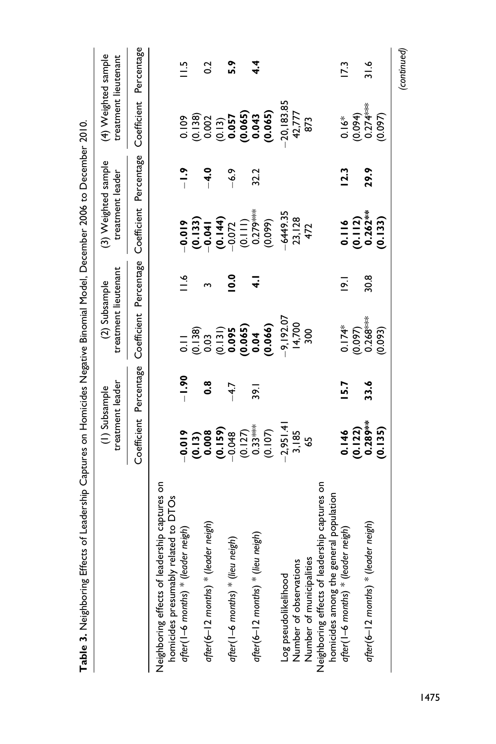**Table 3.** Neighboring Effects of Leadership Captures on Homicides Negative Binomial Model, December 2006 to December 2010.

| | (1) Subsample treatment leader | | (2) Subsample treatment lieutenant | | (3) Weighted sample treatment leader | | (4) Weighted sample treatment lieutenant | |
|---|---|---|---|---|---|---|---|---|
| | Coefficient | Percentage | Coefficient | Percentage | Coefficient | Percentage | Coefficient | Percentage |
| Neighboring effects of leadership captures on homicides presumably related to DTOs | | | | | | | | |
| *after(1–6 months) \* (leader neigh)* | **−0.019** | **−1.90** | 0.11 | 11.6 | **−0.019** | **−1.9** | 0.109 | 11.5 |
| | **(0.13)** | | (0.138) | | **(0.133)** | | (0.138) | |
| *after(6–12 months) \* (leader neigh)* | **0.008** | **0.8** | 0.03 | 3 | **−0.041** | **−4.0** | 0.002 | 0.2 |
| | **(0.159)** | | (0.131) | | **(0.144)** | | (0.13) | |
| *after(1–6 months) \* (lieu neigh)* | −0.048 | −4.7 | **0.095** | **10.0** | −0.072 | −6.9 | **0.057** | **5.9** |
| | (0.127) | | **(0.065)** | | (0.111) | | **(0.065)** | |
| *after(6–12 months) \* (lieu neigh)* | 0.33*** | 39.1 | **0.04** | **4.1** | 0.279*** | 32.2 | **0.043** | **4.4** |
| | (0.107) | | **(0.066)** | | (0.099) | | **(0.065)** | |
| Log pseudolikelihood | −2,951.41 | | −9,192.07 | | −6449.35 | | −20,183.85 | |
| Number of observations | 3,185 | | 14,700 | | 23,128 | | 42,777 | |
| Number of municipalities | 65 | | 300 | | 472 | | 873 | |
| Neighboring effects of leadership captures on homicides among the general population | | | | | | | | |
| *after(1–6 months) \* (leader neigh)* | **0.146** | **15.7** | 0.174* | 19.1 | **0.116** | **12.3** | 0.16* | 17.3 |
| | **(0.122)** | | (0.097) | | **(0.112)** | | (0.094) | |
| *after(6–12 months) \* (leader neigh)* | **0.289\*\*** | **33.6** | 0.268*** | 30.8 | **0.262\*\*** | **29.9** | 0.274*** | 31.6 |
| | **(0.135)** | | (0.093) | | **(0.133)** | | (0.097) | |

(continued)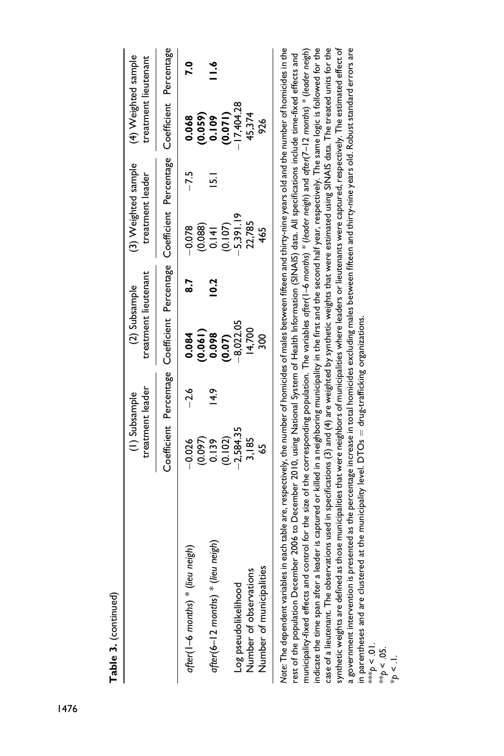**Table 3.** (continued)

| | (1) Subsample treatment leader | | (2) Subsample treatment lieutenant | | (3) Weighted sample treatment leader | | (4) Weighted sample treatment lieutenant | |
|---|---|---|---|---|---|---|---|---|
| | Coefficient | Percentage | Coefficient | Percentage | Coefficient | Percentage | Coefficient | Percentage |
| *after(1–6 months)* * *(lieu neigh)* | −0.026 | −2.6 | **0.084** | **8.7** | −0.078 | −7.5 | **0.068** | **7.0** |
| | (0.097) | | **(0.061)** | | (0.088) | | **(0.059)** | |
| *after(6–12 months)* * *(lieu neigh)* | 0.139 | 14.9 | **0.098** | **10.2** | 0.141 | 15.1 | **0.109** | **11.6** |
| | (0.102) | | **(0.07)** | | (0.107) | | **(0.071)** | |
| Log pseudolikelihood | −2,584.35 | | −8,022.05 | | −5,391.19 | | −17,404.28 | |
| Number of observations | 3,185 | | 14,700 | | 22,785 | | 45,374 | |
| Number of municipalities | 65 | | 300 | | 465 | | 926 | |

*Note*: The dependent variables in each table are, respectively, the number of homicides of males between fifteen and thirty-nine years old and the number of homicides in the rest of the population December 2006 to December 2010, using National System of Health Information (SINAIS) data. All specifications include time-fixed effects and municipality-fixed effects and control for the size of the corresponding population. The variables *after(1–6 months)* * *(leader neigh)* and *after(7–12 months)* * *(leader neigh)* indicate the time span after a leader is captured or killed in a neighboring municipality in the first and the second half year, respectively. The same logic is followed for the case of a lieutenant. The observations used in specifications (3) and (4) are weighted by synthetic weights that were estimated using SINAIS data. The treated units for the synthetic weights are defined as those municipalities that were neighbors of municipalities where leaders or lieutenants were captured, respectively. The estimated effect of a government intervention is presented as the percentage increase in total homicides excluding males between fifteen and thirty-nine years old. Robust standard errors are in parentheses and are clustered at the municipality level. DTOs = drug-trafficking organizations.

***$p < .01$.

**$p < .05$.

*$p < .1$.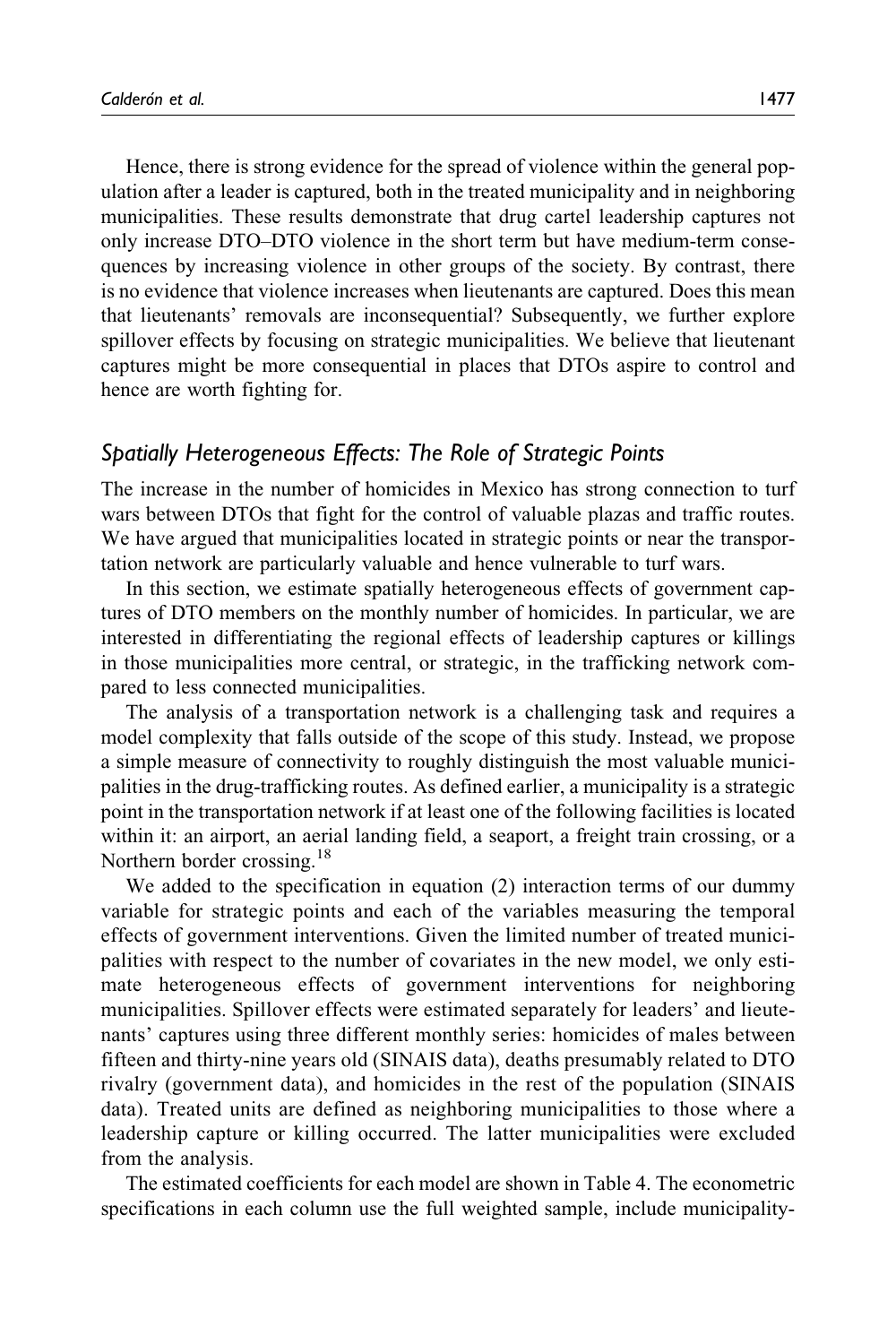Hence, there is strong evidence for the spread of violence within the general population after a leader is captured, both in the treated municipality and in neighboring municipalities. These results demonstrate that drug cartel leadership captures not only increase DTO–DTO violence in the short term but have medium-term consequences by increasing violence in other groups of the society. By contrast, there is no evidence that violence increases when lieutenants are captured. Does this mean that lieutenants' removals are inconsequential? Subsequently, we further explore spillover effects by focusing on strategic municipalities. We believe that lieutenant captures might be more consequential in places that DTOs aspire to control and hence are worth fighting for.

## *Spatially Heterogeneous Effects: The Role of Strategic Points*

The increase in the number of homicides in Mexico has strong connection to turf wars between DTOs that fight for the control of valuable plazas and traffic routes. We have argued that municipalities located in strategic points or near the transportation network are particularly valuable and hence vulnerable to turf wars.

In this section, we estimate spatially heterogeneous effects of government captures of DTO members on the monthly number of homicides. In particular, we are interested in differentiating the regional effects of leadership captures or killings in those municipalities more central, or strategic, in the trafficking network compared to less connected municipalities.

The analysis of a transportation network is a challenging task and requires a model complexity that falls outside of the scope of this study. Instead, we propose a simple measure of connectivity to roughly distinguish the most valuable municipalities in the drug-trafficking routes. As defined earlier, a municipality is a strategic point in the transportation network if at least one of the following facilities is located within it: an airport, an aerial landing field, a seaport, a freight train crossing, or a Northern border crossing.[18]

We added to the specification in equation (2) interaction terms of our dummy variable for strategic points and each of the variables measuring the temporal effects of government interventions. Given the limited number of treated municipalities with respect to the number of covariates in the new model, we only estimate heterogeneous effects of government interventions for neighboring municipalities. Spillover effects were estimated separately for leaders' and lieutenants' captures using three different monthly series: homicides of males between fifteen and thirty-nine years old (SINAIS data), deaths presumably related to DTO rivalry (government data), and homicides in the rest of the population (SINAIS data). Treated units are defined as neighboring municipalities to those where a leadership capture or killing occurred. The latter municipalities were excluded from the analysis.

The estimated coefficients for each model are shown in Table 4. The econometric specifications in each column use the full weighted sample, include municipality-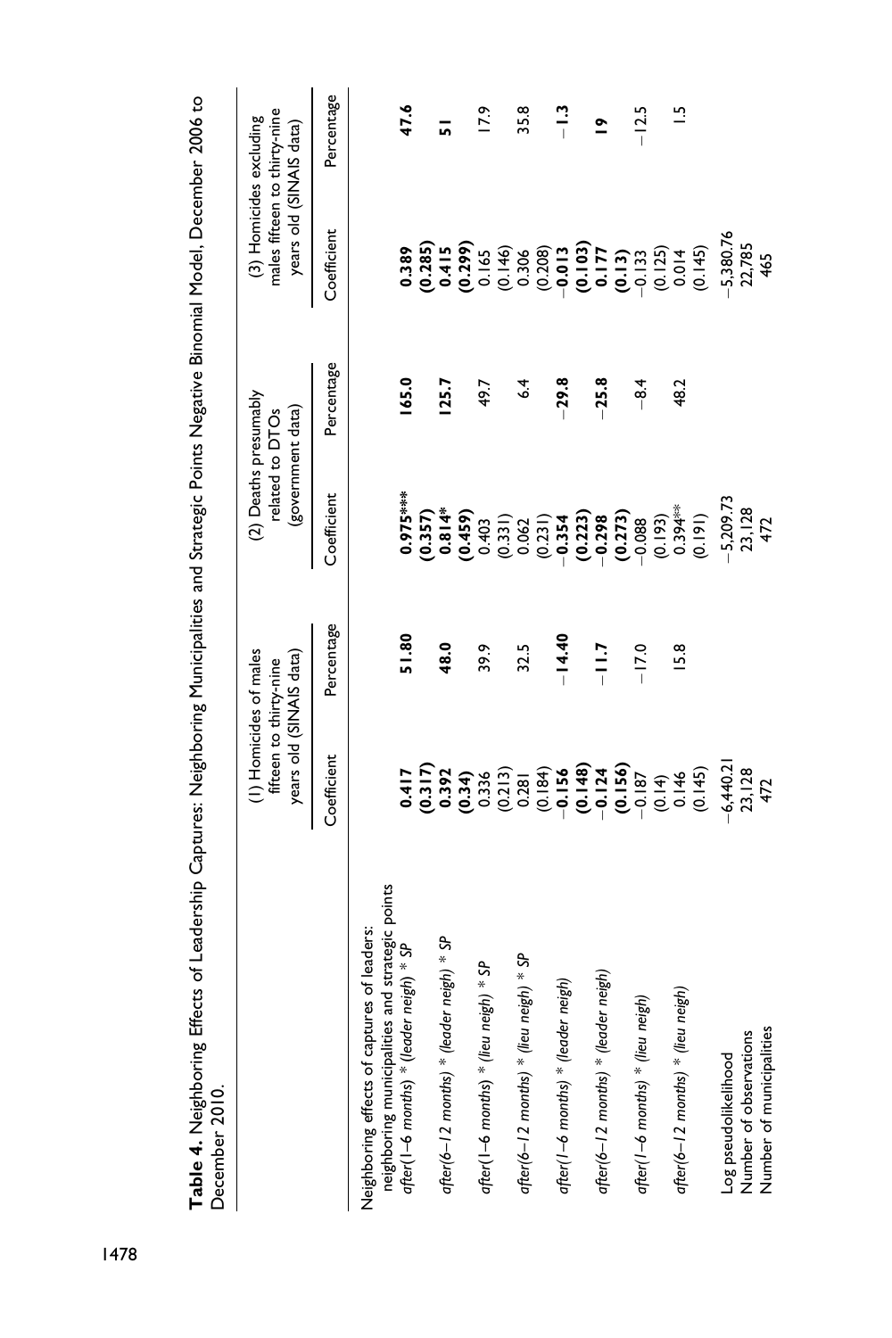**Table 4.** Neighboring Effects of Leadership Captures: Neighboring Municipalities and Strategic Points Negative Binomial Model, December 2006 to December 2010.

| | (1) Homicides of males fifteen to thirty-nine years old (SINAIS data) | | (2) Deaths presumably related to DTOs (government data) | | (3) Homicides excluding males fifteen to thirty-nine years old (SINAIS data) | |
|---|---|---|---|---|---|---|
| | Coefficient | Percentage | Coefficient | Percentage | Coefficient | Percentage |
| Neighboring effects of captures of leaders: neighboring municipalities and strategic points | | | | | | |
| *after(1–6 months) \* (leader neigh) \* SP* | **0.417** | **51.80** | **0.975\*\*\*** | **165.0** | **0.389** | **47.6** |
| | **(0.317)** | | **(0.357)** | | **(0.285)** | |
| *after(6–12 months) \* (leader neigh) \* SP* | **0.392** | **48.0** | **0.814\*** | **125.7** | **0.415** | **51** |
| | **(0.34)** | | **(0.459)** | | **(0.299)** | |
| *after(1–6 months) \* (lieu neigh) \* SP* | 0.336 | 39.9 | 0.403 | 49.7 | 0.165 | 17.9 |
| | (0.213) | | (0.331) | | (0.146) | |
| *after(6–12 months) \* (lieu neigh) \* SP* | 0.281 | 32.5 | 0.062 | 6.4 | 0.306 | 35.8 |
| | (0.184) | | (0.231) | | (0.208) | |
| *after(1–6 months) \* (leader neigh)* | **−0.156** | **−14.40** | **−0.354** | **−29.8** | **−0.013** | **−1.3** |
| | **(0.148)** | | **(0.223)** | | **(0.103)** | |
| *after(6–12 months) \* (leader neigh)* | **−0.124** | **−11.7** | **−0.298** | **−25.8** | **0.177** | **19** |
| | **(0.156)** | | **(0.273)** | | **(0.13)** | |
| *after(1–6 months) \* (lieu neigh)* | −0.187 | −17.0 | −0.088 | −8.4 | −0.133 | −12.5 |
| | (0.14) | | (0.193) | | (0.125) | |
| *after(6–12 months) \* (lieu neigh)* | 0.146 | 15.8 | 0.394\*\* | 48.2 | 0.014 | 1.5 |
| | (0.145) | | (0.191) | | (0.145) | |
| Log pseudolikelihood | −6,440.21 | | −5,209.73 | | −5,380.76 | |
| Number of observations | 23,128 | | 23,128 | | 22,785 | |
| Number of municipalities | 472 | | 472 | | 465 | |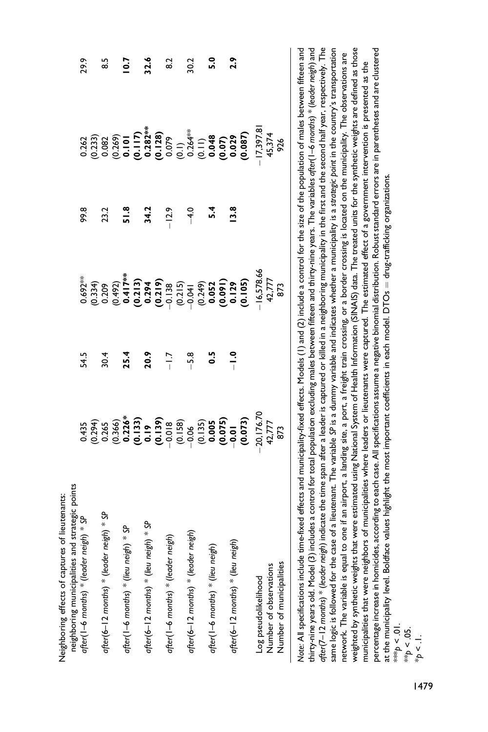| | (1) | % | (2) | % | (3) | % |
|---|---|---|---|---|---|---|
| Neighboring effects of captures of lieutenants: neighboring municipalities and strategic points | | | | | | |
| *after(1–6 months)* * *(leader neigh)* * *SP* | 0.435 | 54.5 | 0.692** | 99.8 | 0.262 | 29.9 |
| | (0.294) | | (0.334) | | (0.233) | |
| *after(6–12 months)* * *(leader neigh)* * *SP* | 0.265 | 30.4 | 0.209 | 23.2 | 0.082 | 8.5 |
| | (0.366) | | (0.492) | | (0.269) | |
| *after(1–6 months)* * *(lieu neigh)* * *SP* | **0.226*** | **25.4** | **0.417**** | **51.8** | **0.101** | **10.7** |
| | **(0.133)** | | **(0.213)** | | **(0.117)** | |
| *after(6–12 months)* * *(lieu neigh)* * *SP* | **0.19** | **20.9** | **0.294** | **34.2** | **0.282**** | **32.6** |
| | **(0.139)** | | **(0.219)** | | **(0.128)** | |
| *after(1–6 months)* * *(leader neigh)* | −0.018 | −1.7 | −0.138 | −12.9 | 0.079 | 8.2 |
| | (0.158) | | (0.215) | | (0.1) | |
| *after(6–12 months)* * *(leader neigh)* | −0.06 | −5.8 | −0.041 | −4.0 | 0.264** | 30.2 |
| | (0.135) | | (0.249) | | (0.11) | |
| *after(1–6 months)* * *(lieu neigh)* | **0.005** | **0.5** | **0.052** | **5.4** | **0.048** | **5.0** |
| | **(0.075)** | | **(0.091)** | | **(0.07)** | |
| *after(6–12 months)* * *(lieu neigh)* | **−0.01** | **−1.0** | **0.129** | **13.8** | **0.029** | **2.9** |
| | **(0.073)** | | **(0.105)** | | **(0.087)** | |
| Log pseudolikelihood | −20,176.70 | | −16,578.66 | | −17,397.81 | |
| Number of observations | 42,777 | | 42,777 | | 45,374 | |
| Number of municipalities | 873 | | 873 | | 926 | |

*Note*: All specifications include time-fixed effects and municipality-fixed effects. Models (1) and (2) include a control for the size of the population of males between fifteen and thirty-nine years old. Model (3) includes a control for total population excluding males between fifteen and thirty-nine years. The variables *after(1–6 months)* * *(leader neigh)* and *after(7–12 months)* * *(leader neigh)* indicate the time span after a leader is captured or killed in a neighboring municipality in the first and the second half year, respectively. The same logic is followed for the case of a lieutenant. The variable *SP* is a dummy variable and indicates whether a municipality is a *strategic point* in the country's transportation network. The variable is equal to one if an airport, a landing site, a port, a freight train crossing, or a border crossing is located on the municipality. The observations are weighted by synthetic weights that were estimated using National System of Health Information (SINAIS) data. The treated units for the synthetic weights are defined as those municipalities that were neighbors of municipalities where leaders or lieutenants were captured. The estimated effect of a government intervention is presented as the percentage increase in homicides, according to each case. All specifications assume a negative binomial distribution. Robust standard errors are in parentheses and are clustered at the municipality level. Boldface values highlight the most important coefficients in each model. DTOs = drug-trafficking organizations.

***$p < .01$.
**$p < .05$.
*$p < .1$.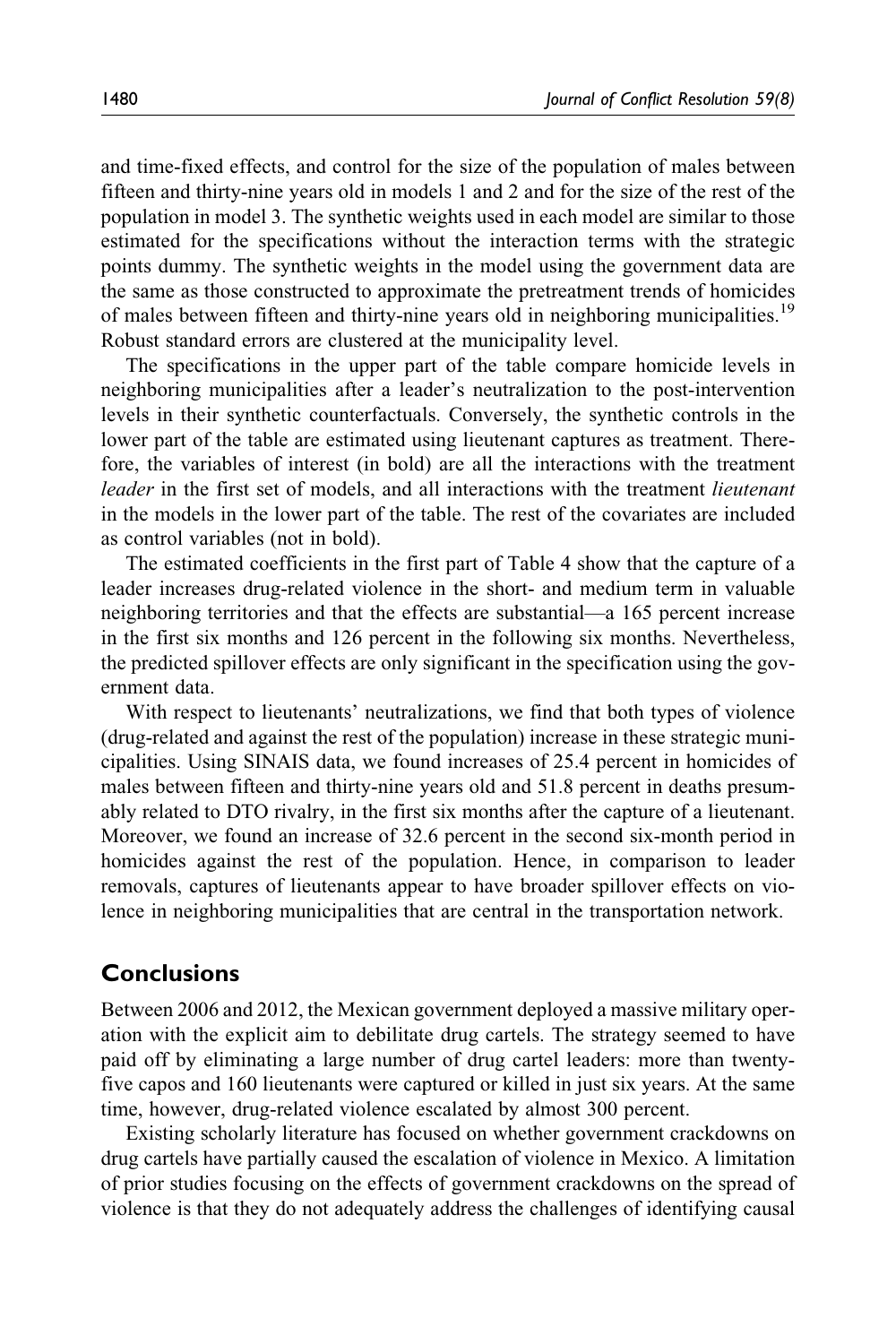and time-fixed effects, and control for the size of the population of males between fifteen and thirty-nine years old in models 1 and 2 and for the size of the rest of the population in model 3. The synthetic weights used in each model are similar to those estimated for the specifications without the interaction terms with the strategic points dummy. The synthetic weights in the model using the government data are the same as those constructed to approximate the pretreatment trends of homicides of males between fifteen and thirty-nine years old in neighboring municipalities.[19] Robust standard errors are clustered at the municipality level.

The specifications in the upper part of the table compare homicide levels in neighboring municipalities after a leader's neutralization to the post-intervention levels in their synthetic counterfactuals. Conversely, the synthetic controls in the lower part of the table are estimated using lieutenant captures as treatment. Therefore, the variables of interest (in bold) are all the interactions with the treatment *leader* in the first set of models, and all interactions with the treatment *lieutenant* in the models in the lower part of the table. The rest of the covariates are included as control variables (not in bold).

The estimated coefficients in the first part of Table 4 show that the capture of a leader increases drug-related violence in the short- and medium term in valuable neighboring territories and that the effects are substantial—a 165 percent increase in the first six months and 126 percent in the following six months. Nevertheless, the predicted spillover effects are only significant in the specification using the government data.

With respect to lieutenants' neutralizations, we find that both types of violence (drug-related and against the rest of the population) increase in these strategic municipalities. Using SINAIS data, we found increases of 25.4 percent in homicides of males between fifteen and thirty-nine years old and 51.8 percent in deaths presumably related to DTO rivalry, in the first six months after the capture of a lieutenant. Moreover, we found an increase of 32.6 percent in the second six-month period in homicides against the rest of the population. Hence, in comparison to leader removals, captures of lieutenants appear to have broader spillover effects on violence in neighboring municipalities that are central in the transportation network.

## Conclusions

Between 2006 and 2012, the Mexican government deployed a massive military operation with the explicit aim to debilitate drug cartels. The strategy seemed to have paid off by eliminating a large number of drug cartel leaders: more than twenty-five capos and 160 lieutenants were captured or killed in just six years. At the same time, however, drug-related violence escalated by almost 300 percent.

Existing scholarly literature has focused on whether government crackdowns on drug cartels have partially caused the escalation of violence in Mexico. A limitation of prior studies focusing on the effects of government crackdowns on the spread of violence is that they do not adequately address the challenges of identifying causal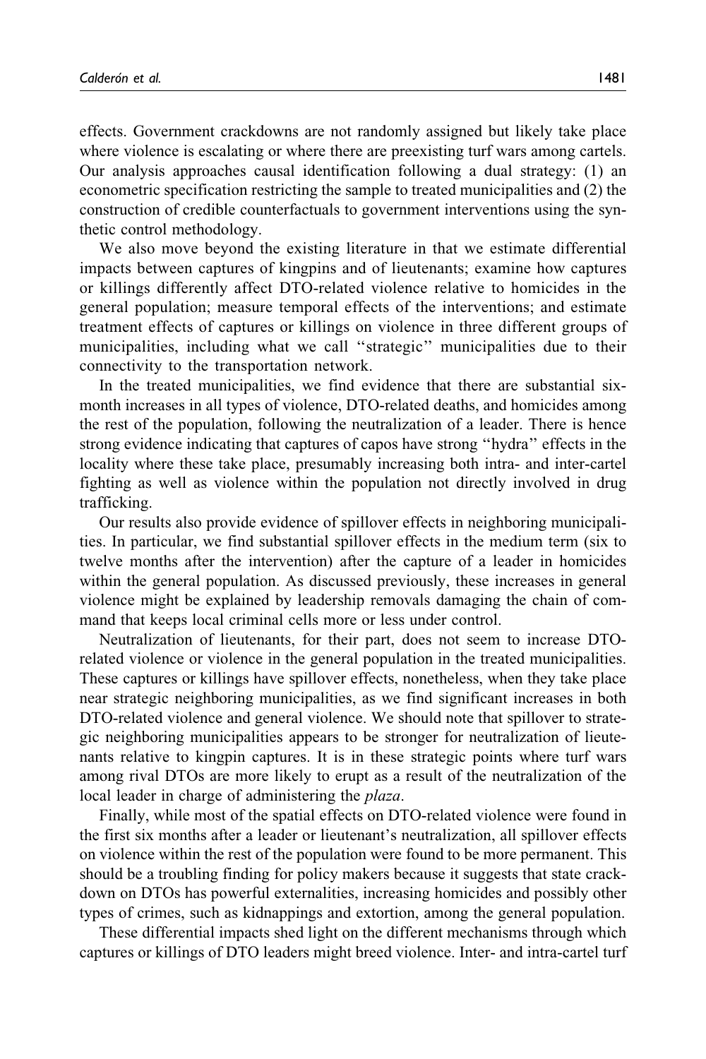effects. Government crackdowns are not randomly assigned but likely take place where violence is escalating or where there are preexisting turf wars among cartels. Our analysis approaches causal identification following a dual strategy: (1) an econometric specification restricting the sample to treated municipalities and (2) the construction of credible counterfactuals to government interventions using the synthetic control methodology.

We also move beyond the existing literature in that we estimate differential impacts between captures of kingpins and of lieutenants; examine how captures or killings differently affect DTO-related violence relative to homicides in the general population; measure temporal effects of the interventions; and estimate treatment effects of captures or killings on violence in three different groups of municipalities, including what we call "strategic" municipalities due to their connectivity to the transportation network.

In the treated municipalities, we find evidence that there are substantial six-month increases in all types of violence, DTO-related deaths, and homicides among the rest of the population, following the neutralization of a leader. There is hence strong evidence indicating that captures of capos have strong "hydra" effects in the locality where these take place, presumably increasing both intra- and inter-cartel fighting as well as violence within the population not directly involved in drug trafficking.

Our results also provide evidence of spillover effects in neighboring municipalities. In particular, we find substantial spillover effects in the medium term (six to twelve months after the intervention) after the capture of a leader in homicides within the general population. As discussed previously, these increases in general violence might be explained by leadership removals damaging the chain of command that keeps local criminal cells more or less under control.

Neutralization of lieutenants, for their part, does not seem to increase DTO-related violence or violence in the general population in the treated municipalities. These captures or killings have spillover effects, nonetheless, when they take place near strategic neighboring municipalities, as we find significant increases in both DTO-related violence and general violence. We should note that spillover to strategic neighboring municipalities appears to be stronger for neutralization of lieutenants relative to kingpin captures. It is in these strategic points where turf wars among rival DTOs are more likely to erupt as a result of the neutralization of the local leader in charge of administering the *plaza*.

Finally, while most of the spatial effects on DTO-related violence were found in the first six months after a leader or lieutenant's neutralization, all spillover effects on violence within the rest of the population were found to be more permanent. This should be a troubling finding for policy makers because it suggests that state crackdown on DTOs has powerful externalities, increasing homicides and possibly other types of crimes, such as kidnappings and extortion, among the general population.

These differential impacts shed light on the different mechanisms through which captures or killings of DTO leaders might breed violence. Inter- and intra-cartel turf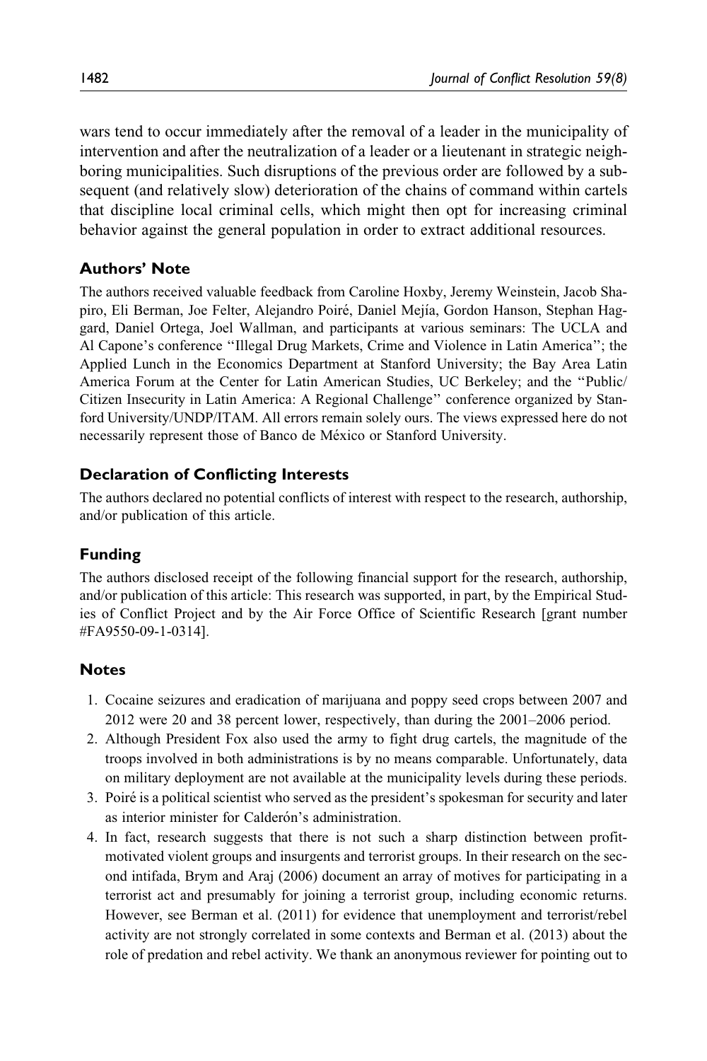wars tend to occur immediately after the removal of a leader in the municipality of intervention and after the neutralization of a leader or a lieutenant in strategic neighboring municipalities. Such disruptions of the previous order are followed by a subsequent (and relatively slow) deterioration of the chains of command within cartels that discipline local criminal cells, which might then opt for increasing criminal behavior against the general population in order to extract additional resources.

## Authors' Note

The authors received valuable feedback from Caroline Hoxby, Jeremy Weinstein, Jacob Shapiro, Eli Berman, Joe Felter, Alejandro Poiré, Daniel Mejía, Gordon Hanson, Stephan Haggard, Daniel Ortega, Joel Wallman, and participants at various seminars: The UCLA and Al Capone's conference "Illegal Drug Markets, Crime and Violence in Latin America"; the Applied Lunch in the Economics Department at Stanford University; the Bay Area Latin America Forum at the Center for Latin American Studies, UC Berkeley; and the "Public/Citizen Insecurity in Latin America: A Regional Challenge" conference organized by Stanford University/UNDP/ITAM. All errors remain solely ours. The views expressed here do not necessarily represent those of Banco de México or Stanford University.

## Declaration of Conflicting Interests

The authors declared no potential conflicts of interest with respect to the research, authorship, and/or publication of this article.

## Funding

The authors disclosed receipt of the following financial support for the research, authorship, and/or publication of this article: This research was supported, in part, by the Empirical Studies of Conflict Project and by the Air Force Office of Scientific Research [grant number #FA9550-09-1-0314].

## Notes

1. Cocaine seizures and eradication of marijuana and poppy seed crops between 2007 and 2012 were 20 and 38 percent lower, respectively, than during the 2001–2006 period.
2. Although President Fox also used the army to fight drug cartels, the magnitude of the troops involved in both administrations is by no means comparable. Unfortunately, data on military deployment are not available at the municipality levels during these periods.
3. Poiré is a political scientist who served as the president's spokesman for security and later as interior minister for Calderón's administration.
4. In fact, research suggests that there is not such a sharp distinction between profit-motivated violent groups and insurgents and terrorist groups. In their research on the second intifada, Brym and Araj (2006) document an array of motives for participating in a terrorist act and presumably for joining a terrorist group, including economic returns. However, see Berman et al. (2011) for evidence that unemployment and terrorist/rebel activity are not strongly correlated in some contexts and Berman et al. (2013) about the role of predation and rebel activity. We thank an anonymous reviewer for pointing out to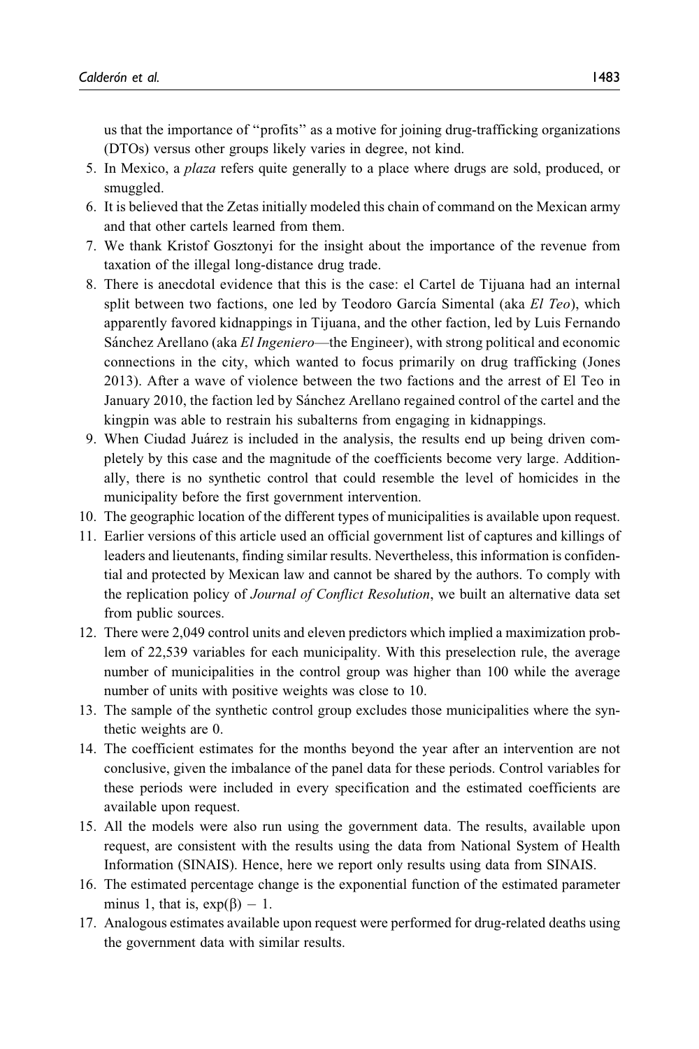us that the importance of "profits" as a motive for joining drug-trafficking organizations (DTOs) versus other groups likely varies in degree, not kind.

5. In Mexico, a *plaza* refers quite generally to a place where drugs are sold, produced, or smuggled.
6. It is believed that the Zetas initially modeled this chain of command on the Mexican army and that other cartels learned from them.
7. We thank Kristof Gosztonyi for the insight about the importance of the revenue from taxation of the illegal long-distance drug trade.
8. There is anecdotal evidence that this is the case: el Cartel de Tijuana had an internal split between two factions, one led by Teodoro García Simental (aka *El Teo*), which apparently favored kidnappings in Tijuana, and the other faction, led by Luis Fernando Sánchez Arellano (aka *El Ingeniero*—the Engineer), with strong political and economic connections in the city, which wanted to focus primarily on drug trafficking (Jones 2013). After a wave of violence between the two factions and the arrest of El Teo in January 2010, the faction led by Sánchez Arellano regained control of the cartel and the kingpin was able to restrain his subalterns from engaging in kidnappings.
9. When Ciudad Juárez is included in the analysis, the results end up being driven completely by this case and the magnitude of the coefficients become very large. Additionally, there is no synthetic control that could resemble the level of homicides in the municipality before the first government intervention.
10. The geographic location of the different types of municipalities is available upon request.
11. Earlier versions of this article used an official government list of captures and killings of leaders and lieutenants, finding similar results. Nevertheless, this information is confidential and protected by Mexican law and cannot be shared by the authors. To comply with the replication policy of *Journal of Conflict Resolution*, we built an alternative data set from public sources.
12. There were 2,049 control units and eleven predictors which implied a maximization problem of 22,539 variables for each municipality. With this preselection rule, the average number of municipalities in the control group was higher than 100 while the average number of units with positive weights was close to 10.
13. The sample of the synthetic control group excludes those municipalities where the synthetic weights are 0.
14. The coefficient estimates for the months beyond the year after an intervention are not conclusive, given the imbalance of the panel data for these periods. Control variables for these periods were included in every specification and the estimated coefficients are available upon request.
15. All the models were also run using the government data. The results, available upon request, are consistent with the results using the data from National System of Health Information (SINAIS). Hence, here we report only results using data from SINAIS.
16. The estimated percentage change is the exponential function of the estimated parameter minus 1, that is, $\exp(\beta) - 1$.
17. Analogous estimates available upon request were performed for drug-related deaths using the government data with similar results.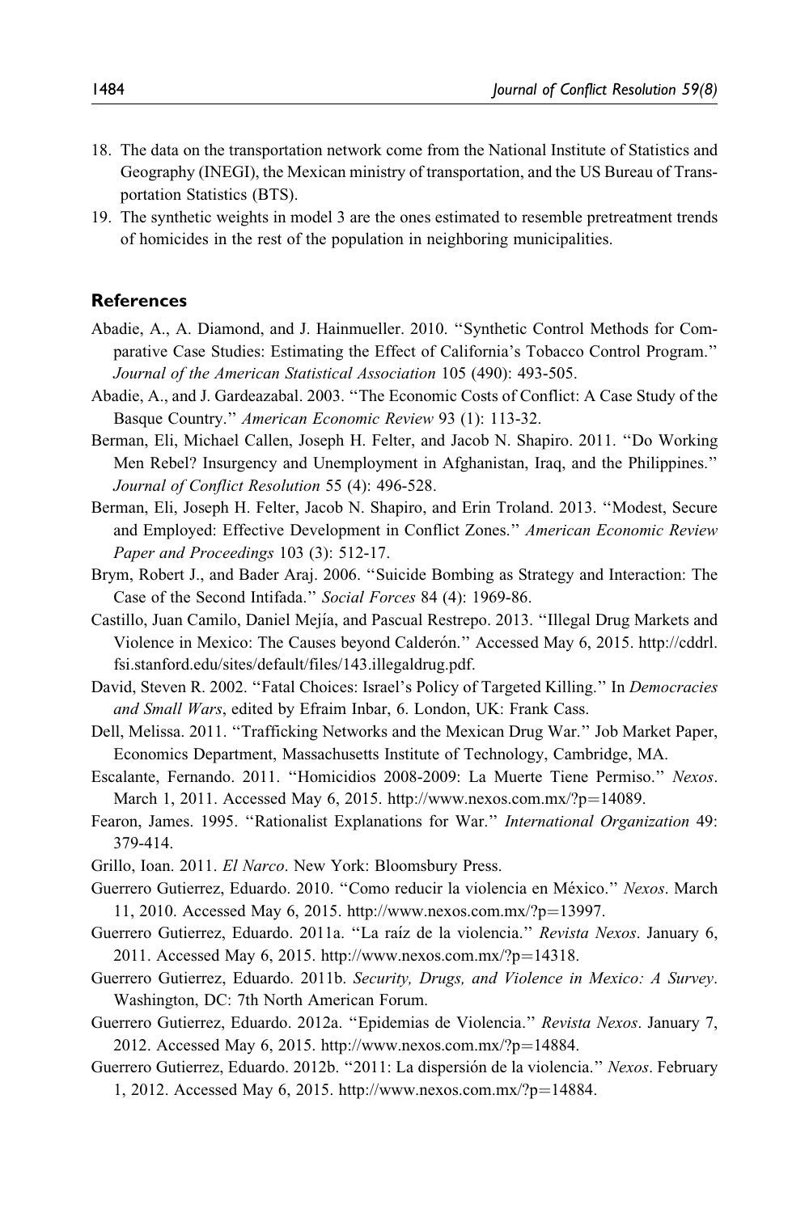18. The data on the transportation network come from the National Institute of Statistics and Geography (INEGI), the Mexican ministry of transportation, and the US Bureau of Transportation Statistics (BTS).
19. The synthetic weights in model 3 are the ones estimated to resemble pretreatment trends of homicides in the rest of the population in neighboring municipalities.

## References

Abadie, A., A. Diamond, and J. Hainmueller. 2010. "Synthetic Control Methods for Comparative Case Studies: Estimating the Effect of California's Tobacco Control Program." *Journal of the American Statistical Association* 105 (490): 493-505.

Abadie, A., and J. Gardeazabal. 2003. "The Economic Costs of Conflict: A Case Study of the Basque Country." *American Economic Review* 93 (1): 113-32.

Berman, Eli, Michael Callen, Joseph H. Felter, and Jacob N. Shapiro. 2011. "Do Working Men Rebel? Insurgency and Unemployment in Afghanistan, Iraq, and the Philippines." *Journal of Conflict Resolution* 55 (4): 496-528.

Berman, Eli, Joseph H. Felter, Jacob N. Shapiro, and Erin Troland. 2013. "Modest, Secure and Employed: Effective Development in Conflict Zones." *American Economic Review Paper and Proceedings* 103 (3): 512-17.

Brym, Robert J., and Bader Araj. 2006. "Suicide Bombing as Strategy and Interaction: The Case of the Second Intifada." *Social Forces* 84 (4): 1969-86.

Castillo, Juan Camilo, Daniel Mejía, and Pascual Restrepo. 2013. "Illegal Drug Markets and Violence in Mexico: The Causes beyond Calderón." Accessed May 6, 2015. http://cddrl.fsi.stanford.edu/sites/default/files/143.illegaldrug.pdf.

David, Steven R. 2002. "Fatal Choices: Israel's Policy of Targeted Killing." In *Democracies and Small Wars*, edited by Efraim Inbar, 6. London, UK: Frank Cass.

Dell, Melissa. 2011. "Trafficking Networks and the Mexican Drug War." Job Market Paper, Economics Department, Massachusetts Institute of Technology, Cambridge, MA.

Escalante, Fernando. 2011. "Homicidios 2008-2009: La Muerte Tiene Permiso." *Nexos*. March 1, 2011. Accessed May 6, 2015. http://www.nexos.com.mx/?p=14089.

Fearon, James. 1995. "Rationalist Explanations for War." *International Organization* 49: 379-414.

Grillo, Ioan. 2011. *El Narco*. New York: Bloomsbury Press.

Guerrero Gutierrez, Eduardo. 2010. "Como reducir la violencia en México." *Nexos*. March 11, 2010. Accessed May 6, 2015. http://www.nexos.com.mx/?p=13997.

Guerrero Gutierrez, Eduardo. 2011a. "La raíz de la violencia." *Revista Nexos*. January 6, 2011. Accessed May 6, 2015. http://www.nexos.com.mx/?p=14318.

Guerrero Gutierrez, Eduardo. 2011b. *Security, Drugs, and Violence in Mexico: A Survey*. Washington, DC: 7th North American Forum.

Guerrero Gutierrez, Eduardo. 2012a. "Epidemias de Violencia." *Revista Nexos*. January 7, 2012. Accessed May 6, 2015. http://www.nexos.com.mx/?p=14884.

Guerrero Gutierrez, Eduardo. 2012b. "2011: La dispersión de la violencia." *Nexos*. February 1, 2012. Accessed May 6, 2015. http://www.nexos.com.mx/?p=14884.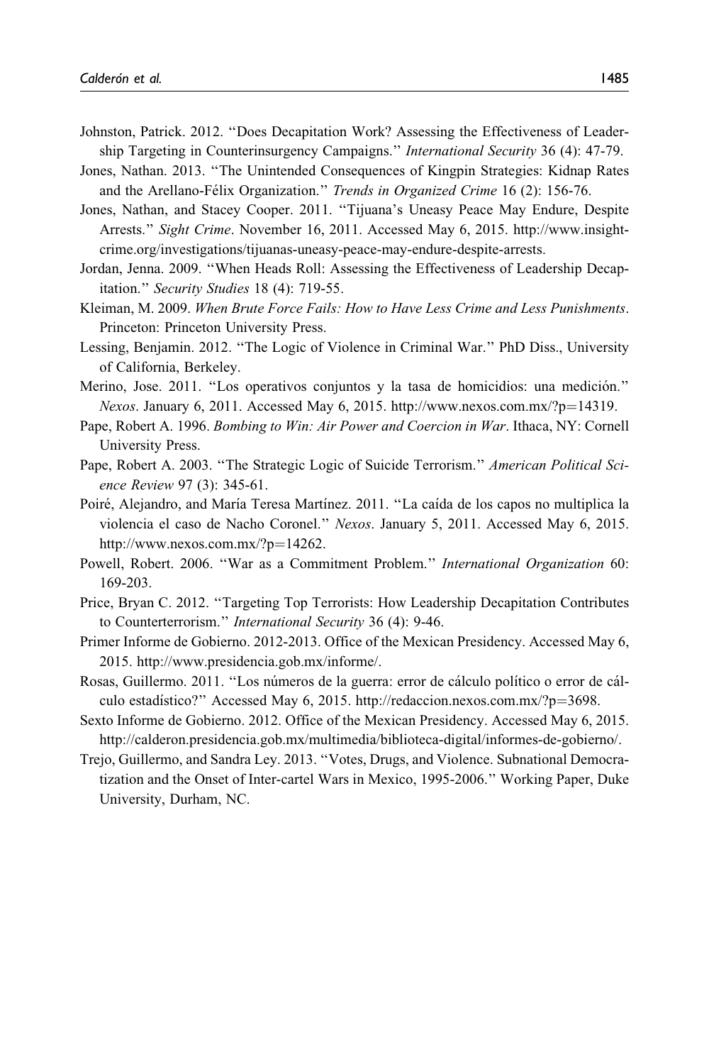Johnston, Patrick. 2012. "Does Decapitation Work? Assessing the Effectiveness of Leadership Targeting in Counterinsurgency Campaigns." *International Security* 36 (4): 47-79.

Jones, Nathan. 2013. "The Unintended Consequences of Kingpin Strategies: Kidnap Rates and the Arellano-Félix Organization." *Trends in Organized Crime* 16 (2): 156-76.

Jones, Nathan, and Stacey Cooper. 2011. "Tijuana's Uneasy Peace May Endure, Despite Arrests." *Sight Crime*. November 16, 2011. Accessed May 6, 2015. http://www.insightcrime.org/investigations/tijuanas-uneasy-peace-may-endure-despite-arrests.

Jordan, Jenna. 2009. "When Heads Roll: Assessing the Effectiveness of Leadership Decapitation." *Security Studies* 18 (4): 719-55.

Kleiman, M. 2009. *When Brute Force Fails: How to Have Less Crime and Less Punishments*. Princeton: Princeton University Press.

Lessing, Benjamin. 2012. "The Logic of Violence in Criminal War." PhD Diss., University of California, Berkeley.

Merino, Jose. 2011. "Los operativos conjuntos y la tasa de homicidios: una medición." *Nexos*. January 6, 2011. Accessed May 6, 2015. http://www.nexos.com.mx/?p=14319.

Pape, Robert A. 1996. *Bombing to Win: Air Power and Coercion in War*. Ithaca, NY: Cornell University Press.

Pape, Robert A. 2003. "The Strategic Logic of Suicide Terrorism." *American Political Science Review* 97 (3): 345-61.

Poiré, Alejandro, and María Teresa Martínez. 2011. "La caída de los capos no multiplica la violencia el caso de Nacho Coronel." *Nexos*. January 5, 2011. Accessed May 6, 2015. http://www.nexos.com.mx/?p=14262.

Powell, Robert. 2006. "War as a Commitment Problem." *International Organization* 60: 169-203.

Price, Bryan C. 2012. "Targeting Top Terrorists: How Leadership Decapitation Contributes to Counterterrorism." *International Security* 36 (4): 9-46.

Primer Informe de Gobierno. 2012-2013. Office of the Mexican Presidency. Accessed May 6, 2015. http://www.presidencia.gob.mx/informe/.

Rosas, Guillermo. 2011. "Los números de la guerra: error de cálculo político o error de cálculo estadístico?" Accessed May 6, 2015. http://redaccion.nexos.com.mx/?p=3698.

Sexto Informe de Gobierno. 2012. Office of the Mexican Presidency. Accessed May 6, 2015. http://calderon.presidencia.gob.mx/multimedia/biblioteca-digital/informes-de-gobierno/.

Trejo, Guillermo, and Sandra Ley. 2013. "Votes, Drugs, and Violence. Subnational Democratization and the Onset of Inter-cartel Wars in Mexico, 1995-2006." Working Paper, Duke University, Durham, NC.